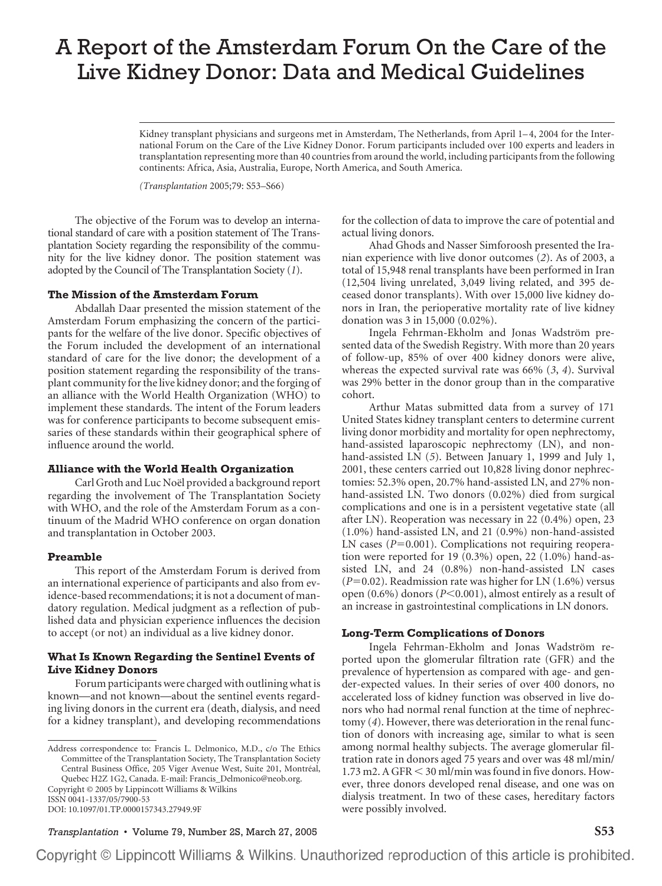# A Report of the Amsterdam Forum On the Care of the Live Kidney Donor: Data and Medical Guidelines

Kidney transplant physicians and surgeons met in Amsterdam, The Netherlands, from April 1–4, 2004 for the International Forum on the Care of the Live Kidney Donor. Forum participants included over 100 experts and leaders in transplantation representing more than 40 countries from around the world, including participants from the following continents: Africa, Asia, Australia, Europe, North America, and South America.

*(Transplantation* 2005;79: S53–S66)

The objective of the Forum was to develop an international standard of care with a position statement of The Transplantation Society regarding the responsibility of the community for the live kidney donor. The position statement was adopted by the Council of The Transplantation Society (*1*).

### The Mission of the Amsterdam Forum

Abdallah Daar presented the mission statement of the Amsterdam Forum emphasizing the concern of the participants for the welfare of the live donor. Specific objectives of the Forum included the development of an international standard of care for the live donor; the development of a position statement regarding the responsibility of the transplant community for the live kidney donor; and the forging of an alliance with the World Health Organization (WHO) to implement these standards. The intent of the Forum leaders was for conference participants to become subsequent emissaries of these standards within their geographical sphere of influence around the world.

### Alliance with the World Health Organization

Carl Groth and Luc Noël provided a background report regarding the involvement of The Transplantation Society with WHO, and the role of the Amsterdam Forum as a continuum of the Madrid WHO conference on organ donation and transplantation in October 2003.

### Preamble

This report of the Amsterdam Forum is derived from an international experience of participants and also from evidence-based recommendations; it is not a document of mandatory regulation. Medical judgment as a reflection of published data and physician experience influences the decision to accept (or not) an individual as a live kidney donor.

### What Is Known Regarding the Sentinel Events of Live Kidney Donors

Forum participants were charged with outlining what is known—and not known—about the sentinel events regarding living donors in the current era (death, dialysis, and need for a kidney transplant), and developing recommendations for the collection of data to improve the care of potential and actual living donors.

Ahad Ghods and Nasser Simforoosh presented the Iranian experience with live donor outcomes (*2*). As of 2003, a total of 15,948 renal transplants have been performed in Iran (12,504 living unrelated, 3,049 living related, and 395 deceased donor transplants). With over 15,000 live kidney donors in Iran, the perioperative mortality rate of live kidney donation was 3 in 15,000 (0.02%).

Ingela Fehrman-Ekholm and Jonas Wadström presented data of the Swedish Registry. With more than 20 years of follow-up, 85% of over 400 kidney donors were alive, whereas the expected survival rate was 66% (*3*, *4*). Survival was 29% better in the donor group than in the comparative cohort.

Arthur Matas submitted data from a survey of 171 United States kidney transplant centers to determine current living donor morbidity and mortality for open nephrectomy, hand-assisted laparoscopic nephrectomy (LN), and non-hand-assisted LN (*5*). Between January 1, 1999 and July 1, 2001, these centers carried out 10,828 living donor nephrectomies: 52.3% open, 20.7% hand-assisted LN, and 27% non-hand-assisted LN. Two donors (0.02%) died from surgical complications and one is in a persistent vegetative state (all after LN). Reoperation was necessary in 22 (0.4%) open, 23 (1.0%) hand-assisted LN, and 21 (0.9%) non-hand-assisted LN cases ($P=0.001$). Complications not requiring reoperation were reported for 19 (0.3%) open, 22 (1.0%) hand-assisted LN, and 24 (0.8%) non-hand-assisted LN cases ($P=0.02$). Readmission rate was higher for LN (1.6%) versus open (0.6%) donors ($P<0.001$), almost entirely as a result of an increase in gastrointestinal complications in LN donors.

### Long-Term Complications of Donors

Ingela Fehrman-Ekholm and Jonas Wadström reported upon the glomerular filtration rate (GFR) and the prevalence of hypertension as compared with age- and gender-expected values. In their series of over 400 donors, no accelerated loss of kidney function was observed in live donors who had normal renal function at the time of nephrectomy (*4*). However, there was deterioration in the renal function of donors with increasing age, similar to what is seen among normal healthy subjects. The average glomerular filtration rate in donors aged 75 years and over was 48 ml/min/1.73 m2. A GFR < 30 ml/min was found in five donors. However, three donors developed renal disease, and one was on dialysis treatment. In two of these cases, hereditary factors were possibly involved.

Address correspondence to: Francis L. Delmonico, M.D., c/o The Ethics Committee of the Transplantation Society, The Transplantation Society Central Business Office, 205 Viger Avenue West, Suite 201, Montréal, Quebec H2Z 1G2, Canada. E-mail: Francis_Delmonico@neob.org.

Copyright © 2005 by Lippincott Williams & Wilkins

ISSN 0041-1337/05/7900-53

DOI: 10.1097/01.TP.0000157343.27949.9F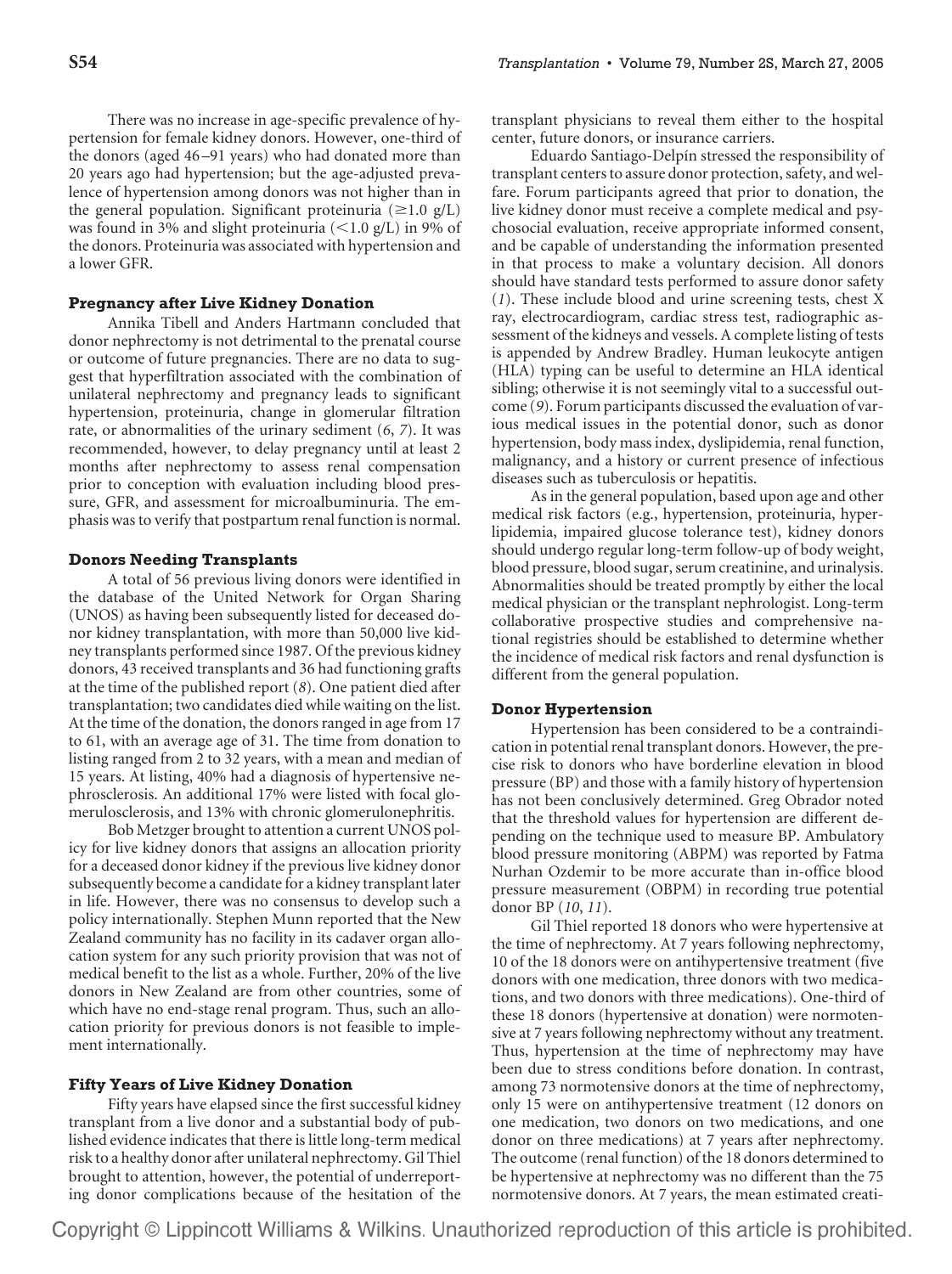There was no increase in age-specific prevalence of hypertension for female kidney donors. However, one-third of the donors (aged 46–91 years) who had donated more than 20 years ago had hypertension; but the age-adjusted prevalence of hypertension among donors was not higher than in the general population. Significant proteinuria ($\geq$1.0 g/L) was found in 3% and slight proteinuria ($<$1.0 g/L) in 9% of the donors. Proteinuria was associated with hypertension and a lower GFR.

### Pregnancy after Live Kidney Donation

Annika Tibell and Anders Hartmann concluded that donor nephrectomy is not detrimental to the prenatal course or outcome of future pregnancies. There are no data to suggest that hyperfiltration associated with the combination of unilateral nephrectomy and pregnancy leads to significant hypertension, proteinuria, change in glomerular filtration rate, or abnormalities of the urinary sediment (*6*, *7*). It was recommended, however, to delay pregnancy until at least 2 months after nephrectomy to assess renal compensation prior to conception with evaluation including blood pressure, GFR, and assessment for microalbuminuria. The emphasis was to verify that postpartum renal function is normal.

### Donors Needing Transplants

A total of 56 previous living donors were identified in the database of the United Network for Organ Sharing (UNOS) as having been subsequently listed for deceased donor kidney transplantation, with more than 50,000 live kidney transplants performed since 1987. Of the previous kidney donors, 43 received transplants and 36 had functioning grafts at the time of the published report (*8*). One patient died after transplantation; two candidates died while waiting on the list. At the time of the donation, the donors ranged in age from 17 to 61, with an average age of 31. The time from donation to listing ranged from 2 to 32 years, with a mean and median of 15 years. At listing, 40% had a diagnosis of hypertensive nephrosclerosis. An additional 17% were listed with focal glomerulosclerosis, and 13% with chronic glomerulonephritis.

Bob Metzger brought to attention a current UNOS policy for live kidney donors that assigns an allocation priority for a deceased donor kidney if the previous live kidney donor subsequently become a candidate for a kidney transplant later in life. However, there was no consensus to develop such a policy internationally. Stephen Munn reported that the New Zealand community has no facility in its cadaver organ allocation system for any such priority provision that was not of medical benefit to the list as a whole. Further, 20% of the live donors in New Zealand are from other countries, some of which have no end-stage renal program. Thus, such an allocation priority for previous donors is not feasible to implement internationally.

### Fifty Years of Live Kidney Donation

Fifty years have elapsed since the first successful kidney transplant from a live donor and a substantial body of published evidence indicates that there is little long-term medical risk to a healthy donor after unilateral nephrectomy. Gil Thiel brought to attention, however, the potential of underreporting donor complications because of the hesitation of the transplant physicians to reveal them either to the hospital center, future donors, or insurance carriers.

Eduardo Santiago-Delpín stressed the responsibility of transplant centers to assure donor protection, safety, and welfare. Forum participants agreed that prior to donation, the live kidney donor must receive a complete medical and psychosocial evaluation, receive appropriate informed consent, and be capable of understanding the information presented in that process to make a voluntary decision. All donors should have standard tests performed to assure donor safety (*1*). These include blood and urine screening tests, chest X ray, electrocardiogram, cardiac stress test, radiographic assessment of the kidneys and vessels. A complete listing of tests is appended by Andrew Bradley. Human leukocyte antigen (HLA) typing can be useful to determine an HLA identical sibling; otherwise it is not seemingly vital to a successful outcome (*9*). Forum participants discussed the evaluation of various medical issues in the potential donor, such as donor hypertension, body mass index, dyslipidemia, renal function, malignancy, and a history or current presence of infectious diseases such as tuberculosis or hepatitis.

As in the general population, based upon age and other medical risk factors (e.g., hypertension, proteinuria, hyperlipidemia, impaired glucose tolerance test), kidney donors should undergo regular long-term follow-up of body weight, blood pressure, blood sugar, serum creatinine, and urinalysis. Abnormalities should be treated promptly by either the local medical physician or the transplant nephrologist. Long-term collaborative prospective studies and comprehensive national registries should be established to determine whether the incidence of medical risk factors and renal dysfunction is different from the general population.

### Donor Hypertension

Hypertension has been considered to be a contraindication in potential renal transplant donors. However, the precise risk to donors who have borderline elevation in blood pressure (BP) and those with a family history of hypertension has not been conclusively determined. Greg Obrador noted that the threshold values for hypertension are different depending on the technique used to measure BP. Ambulatory blood pressure monitoring (ABPM) was reported by Fatma Nurhan Ozdemir to be more accurate than in-office blood pressure measurement (OBPM) in recording true potential donor BP (*10*, *11*).

Gil Thiel reported 18 donors who were hypertensive at the time of nephrectomy. At 7 years following nephrectomy, 10 of the 18 donors were on antihypertensive treatment (five donors with one medication, three donors with two medications, and two donors with three medications). One-third of these 18 donors (hypertensive at donation) were normotensive at 7 years following nephrectomy without any treatment. Thus, hypertension at the time of nephrectomy may have been due to stress conditions before donation. In contrast, among 73 normotensive donors at the time of nephrectomy, only 15 were on antihypertensive treatment (12 donors on one medication, two donors on two medications, and one donor on three medications) at 7 years after nephrectomy. The outcome (renal function) of the 18 donors determined to be hypertensive at nephrectomy was no different than the 75 normotensive donors. At 7 years, the mean estimated creati-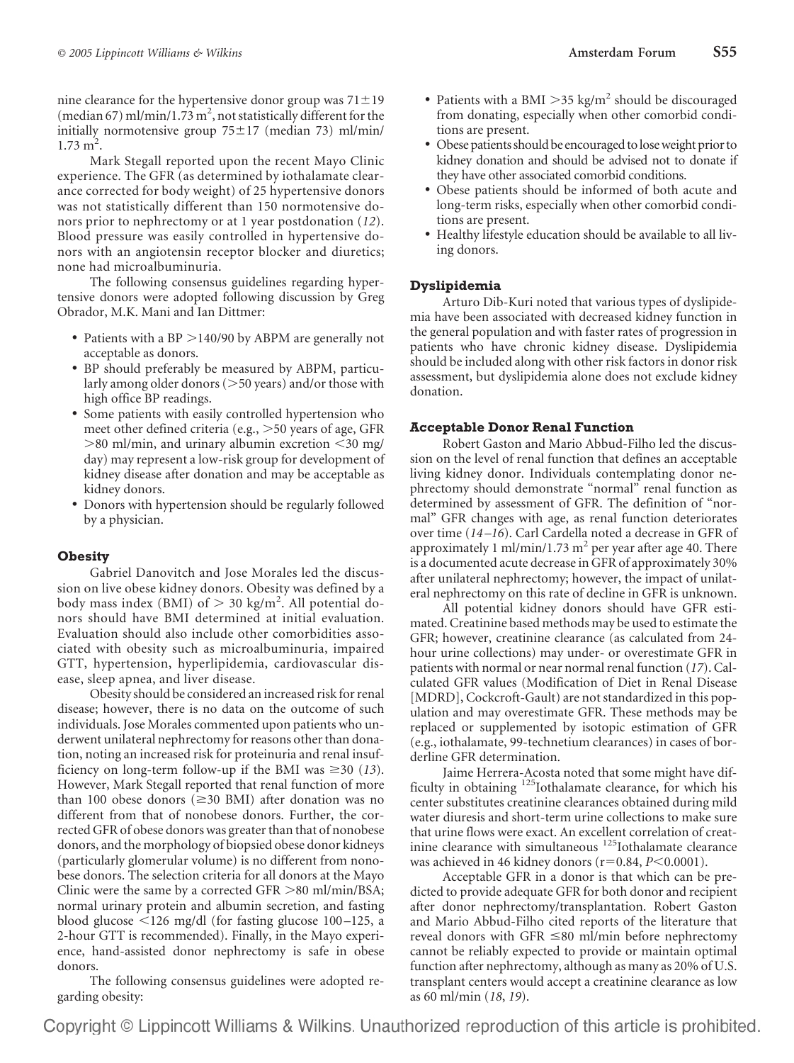nine clearance for the hypertensive donor group was 71±19 (median 67) ml/min/1.73 $m^2$, not statistically different for the initially normotensive group 75±17 (median 73) ml/min/ 1.73 $m^2$.

Mark Stegall reported upon the recent Mayo Clinic experience. The GFR (as determined by iothalamate clearance corrected for body weight) of 25 hypertensive donors was not statistically different than 150 normotensive donors prior to nephrectomy or at 1 year postdonation (*12*). Blood pressure was easily controlled in hypertensive donors with an angiotensin receptor blocker and diuretics; none had microalbuminuria.

The following consensus guidelines regarding hypertensive donors were adopted following discussion by Greg Obrador, M.K. Mani and Ian Dittmer:

- Patients with a BP >140/90 by ABPM are generally not acceptable as donors.
- BP should preferably be measured by ABPM, particularly among older donors (>50 years) and/or those with high office BP readings.
- Some patients with easily controlled hypertension who meet other defined criteria (e.g., >50 years of age, GFR >80 ml/min, and urinary albumin excretion <30 mg/ day) may represent a low-risk group for development of kidney disease after donation and may be acceptable as kidney donors.
- Donors with hypertension should be regularly followed by a physician.

### Obesity

Gabriel Danovitch and Jose Morales led the discussion on live obese kidney donors. Obesity was defined by a body mass index (BMI) of > 30 kg/$m^2$. All potential donors should have BMI determined at initial evaluation. Evaluation should also include other comorbidities associated with obesity such as microalbuminuria, impaired GTT, hypertension, hyperlipidemia, cardiovascular disease, sleep apnea, and liver disease.

Obesity should be considered an increased risk for renal disease; however, there is no data on the outcome of such individuals. Jose Morales commented upon patients who underwent unilateral nephrectomy for reasons other than donation, noting an increased risk for proteinuria and renal insufficiency on long-term follow-up if the BMI was ≥30 (*13*). However, Mark Stegall reported that renal function of more than 100 obese donors (≥30 BMI) after donation was no different from that of nonobese donors. Further, the corrected GFR of obese donors was greater than that of nonobese donors, and the morphology of biopsied obese donor kidneys (particularly glomerular volume) is no different from nonobese donors. The selection criteria for all donors at the Mayo Clinic were the same by a corrected GFR >80 ml/min/BSA; normal urinary protein and albumin secretion, and fasting blood glucose <126 mg/dl (for fasting glucose 100–125, a 2-hour GTT is recommended). Finally, in the Mayo experience, hand-assisted donor nephrectomy is safe in obese donors.

The following consensus guidelines were adopted regarding obesity:

- Patients with a BMI >35 kg/$m^2$ should be discouraged from donating, especially when other comorbid conditions are present.
- Obese patients should be encouraged to lose weight prior to kidney donation and should be advised not to donate if they have other associated comorbid conditions.
- Obese patients should be informed of both acute and long-term risks, especially when other comorbid conditions are present.
- Healthy lifestyle education should be available to all living donors.

### Dyslipidemia

Arturo Dib-Kuri noted that various types of dyslipidemia have been associated with decreased kidney function in the general population and with faster rates of progression in patients who have chronic kidney disease. Dyslipidemia should be included along with other risk factors in donor risk assessment, but dyslipidemia alone does not exclude kidney donation.

### Acceptable Donor Renal Function

Robert Gaston and Mario Abbud-Filho led the discussion on the level of renal function that defines an acceptable living kidney donor. Individuals contemplating donor nephrectomy should demonstrate "normal" renal function as determined by assessment of GFR. The definition of "normal" GFR changes with age, as renal function deteriorates over time (*14–16*). Carl Cardella noted a decrease in GFR of approximately 1 ml/min/1.73 $m^2$ per year after age 40. There is a documented acute decrease in GFR of approximately 30% after unilateral nephrectomy; however, the impact of unilateral nephrectomy on this rate of decline in GFR is unknown.

All potential kidney donors should have GFR estimated. Creatinine based methods may be used to estimate the GFR; however, creatinine clearance (as calculated from 24-hour urine collections) may under- or overestimate GFR in patients with normal or near normal renal function (*17*). Calculated GFR values (Modification of Diet in Renal Disease [MDRD], Cockcroft-Gault) are not standardized in this population and may overestimate GFR. These methods may be replaced or supplemented by isotopic estimation of GFR (e.g., iothalamate, 99-technetium clearances) in cases of borderline GFR determination.

Jaime Herrera-Acosta noted that some might have difficulty in obtaining $^{125}$Iothalamate clearance, for which his center substitutes creatinine clearances obtained during mild water diuresis and short-term urine collections to make sure that urine flows were exact. An excellent correlation of creatinine clearance with simultaneous $^{125}$Iothalamate clearance was achieved in 46 kidney donors ($r=0.84$, $P<0.0001$).

Acceptable GFR in a donor is that which can be predicted to provide adequate GFR for both donor and recipient after donor nephrectomy/transplantation. Robert Gaston and Mario Abbud-Filho cited reports of the literature that reveal donors with GFR ≤80 ml/min before nephrectomy cannot be reliably expected to provide or maintain optimal function after nephrectomy, although as many as 20% of U.S. transplant centers would accept a creatinine clearance as low as 60 ml/min (*18*, *19*).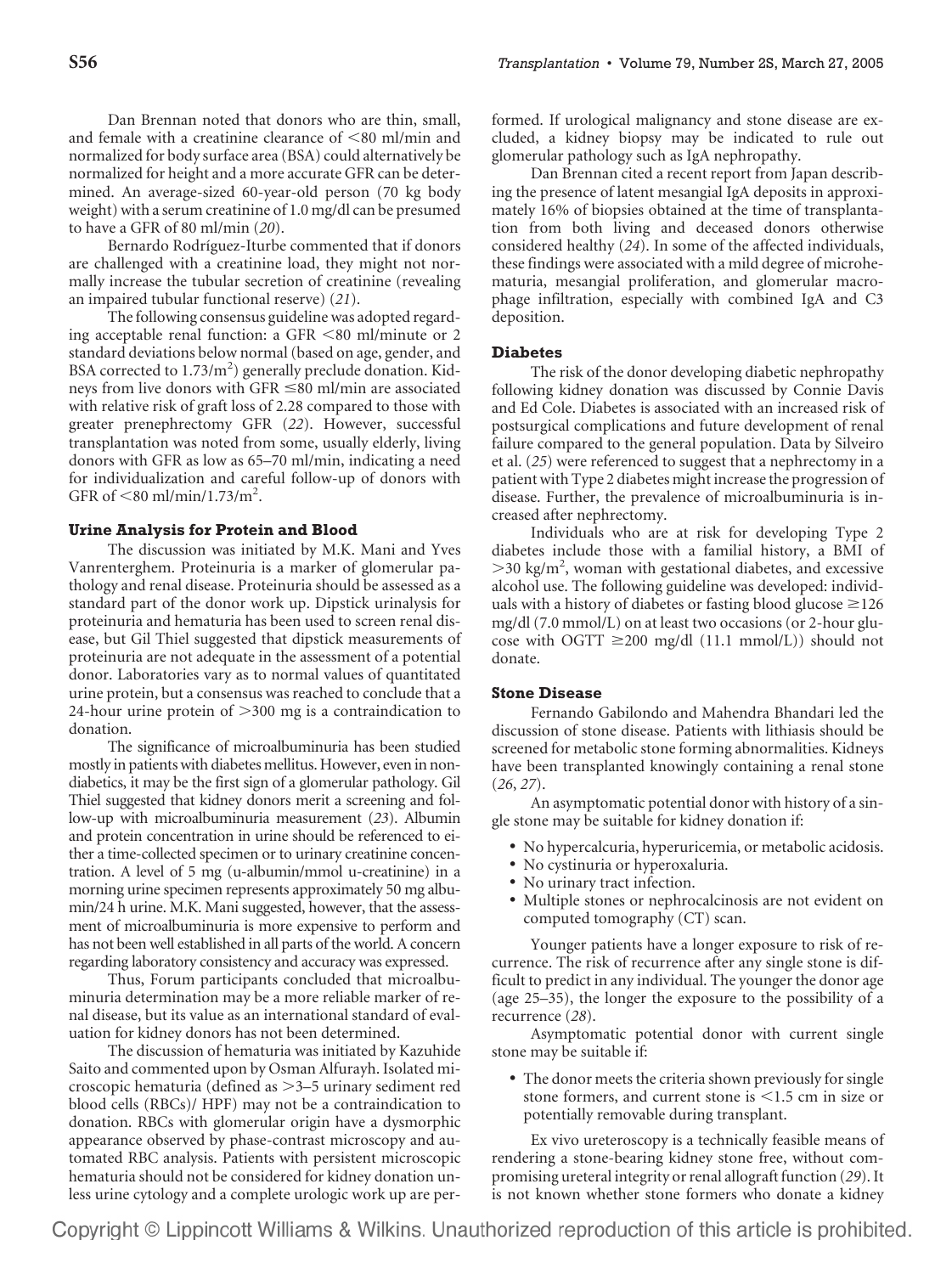Dan Brennan noted that donors who are thin, small, and female with a creatinine clearance of <80 ml/min and normalized for body surface area (BSA) could alternatively be normalized for height and a more accurate GFR can be determined. An average-sized 60-year-old person (70 kg body weight) with a serum creatinine of 1.0 mg/dl can be presumed to have a GFR of 80 ml/min (*20*).

Bernardo Rodríguez-Iturbe commented that if donors are challenged with a creatinine load, they might not normally increase the tubular secretion of creatinine (revealing an impaired tubular functional reserve) (*21*).

The following consensus guideline was adopted regarding acceptable renal function: a GFR <80 ml/minute or 2 standard deviations below normal (based on age, gender, and BSA corrected to 1.73/m$^2$) generally preclude donation. Kidneys from live donors with GFR ≤80 ml/min are associated with relative risk of graft loss of 2.28 compared to those with greater prenephrectomy GFR (*22*). However, successful transplantation was noted from some, usually elderly, living donors with GFR as low as 65–70 ml/min, indicating a need for individualization and careful follow-up of donors with GFR of <80 ml/min/1.73/m$^2$.

### Urine Analysis for Protein and Blood

The discussion was initiated by M.K. Mani and Yves Vanrenterghem. Proteinuria is a marker of glomerular pathology and renal disease. Proteinuria should be assessed as a standard part of the donor work up. Dipstick urinalysis for proteinuria and hematuria has been used to screen renal disease, but Gil Thiel suggested that dipstick measurements of proteinuria are not adequate in the assessment of a potential donor. Laboratories vary as to normal values of quantitated urine protein, but a consensus was reached to conclude that a 24-hour urine protein of >300 mg is a contraindication to donation.

The significance of microalbuminuria has been studied mostly in patients with diabetes mellitus. However, even in nondiabetics, it may be the first sign of a glomerular pathology. Gil Thiel suggested that kidney donors merit a screening and follow-up with microalbuminuria measurement (*23*). Albumin and protein concentration in urine should be referenced to either a time-collected specimen or to urinary creatinine concentration. A level of 5 mg (u-albumin/mmol u-creatinine) in a morning urine specimen represents approximately 50 mg albumin/24 h urine. M.K. Mani suggested, however, that the assessment of microalbuminuria is more expensive to perform and has not been well established in all parts of the world. A concern regarding laboratory consistency and accuracy was expressed.

Thus, Forum participants concluded that microalbuminuria determination may be a more reliable marker of renal disease, but its value as an international standard of evaluation for kidney donors has not been determined.

The discussion of hematuria was initiated by Kazuhide Saito and commented upon by Osman Alfurayh. Isolated microscopic hematuria (defined as >3–5 urinary sediment red blood cells (RBCs)/ HPF) may not be a contraindication to donation. RBCs with glomerular origin have a dysmorphic appearance observed by phase-contrast microscopy and automated RBC analysis. Patients with persistent microscopic hematuria should not be considered for kidney donation unless urine cytology and a complete urologic work up are performed. If urological malignancy and stone disease are excluded, a kidney biopsy may be indicated to rule out glomerular pathology such as IgA nephropathy.

Dan Brennan cited a recent report from Japan describing the presence of latent mesangial IgA deposits in approximately 16% of biopsies obtained at the time of transplantation from both living and deceased donors otherwise considered healthy (*24*). In some of the affected individuals, these findings were associated with a mild degree of microhematuria, mesangial proliferation, and glomerular macrophage infiltration, especially with combined IgA and C3 deposition.

### Diabetes

The risk of the donor developing diabetic nephropathy following kidney donation was discussed by Connie Davis and Ed Cole. Diabetes is associated with an increased risk of postsurgical complications and future development of renal failure compared to the general population. Data by Silveiro et al. (*25*) were referenced to suggest that a nephrectomy in a patient with Type 2 diabetes might increase the progression of disease. Further, the prevalence of microalbuminuria is increased after nephrectomy.

Individuals who are at risk for developing Type 2 diabetes include those with a familial history, a BMI of >30 kg/m$^2$, woman with gestational diabetes, and excessive alcohol use. The following guideline was developed: individuals with a history of diabetes or fasting blood glucose ≥126 mg/dl (7.0 mmol/L) on at least two occasions (or 2-hour glucose with OGTT ≥200 mg/dl (11.1 mmol/L)) should not donate.

### Stone Disease

Fernando Gabilondo and Mahendra Bhandari led the discussion of stone disease. Patients with lithiasis should be screened for metabolic stone forming abnormalities. Kidneys have been transplanted knowingly containing a renal stone (*26*, *27*).

An asymptomatic potential donor with history of a single stone may be suitable for kidney donation if:

- No hypercalcuria, hyperuricemia, or metabolic acidosis.
- No cystinuria or hyperoxaluria.
- No urinary tract infection.
- Multiple stones or nephrocalcinosis are not evident on computed tomography (CT) scan.

Younger patients have a longer exposure to risk of recurrence. The risk of recurrence after any single stone is difficult to predict in any individual. The younger the donor age (age 25–35), the longer the exposure to the possibility of a recurrence (*28*).

Asymptomatic potential donor with current single stone may be suitable if:

- The donor meets the criteria shown previously for single stone formers, and current stone is <1.5 cm in size or potentially removable during transplant.

Ex vivo ureteroscopy is a technically feasible means of rendering a stone-bearing kidney stone free, without compromising ureteral integrity or renal allograft function (*29*). It is not known whether stone formers who donate a kidney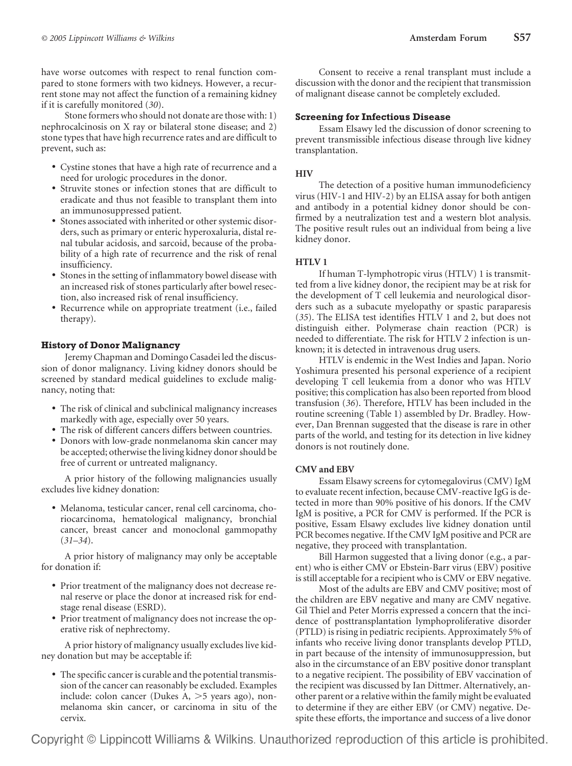have worse outcomes with respect to renal function compared to stone formers with two kidneys. However, a recurrent stone may not affect the function of a remaining kidney if it is carefully monitored (*30*).

Stone formers who should not donate are those with: 1) nephrocalcinosis on X ray or bilateral stone disease; and 2) stone types that have high recurrence rates and are difficult to prevent, such as:

- Cystine stones that have a high rate of recurrence and a need for urologic procedures in the donor.
- Struvite stones or infection stones that are difficult to eradicate and thus not feasible to transplant them into an immunosuppressed patient.
- Stones associated with inherited or other systemic disorders, such as primary or enteric hyperoxaluria, distal renal tubular acidosis, and sarcoid, because of the probability of a high rate of recurrence and the risk of renal insufficiency.
- Stones in the setting of inflammatory bowel disease with an increased risk of stones particularly after bowel resection, also increased risk of renal insufficiency.
- Recurrence while on appropriate treatment (i.e., failed therapy).

### History of Donor Malignancy

Jeremy Chapman and Domingo Casadei led the discussion of donor malignancy. Living kidney donors should be screened by standard medical guidelines to exclude malignancy, noting that:

- The risk of clinical and subclinical malignancy increases markedly with age, especially over 50 years.
- The risk of different cancers differs between countries.
- Donors with low-grade nonmelanoma skin cancer may be accepted; otherwise the living kidney donor should be free of current or untreated malignancy.

A prior history of the following malignancies usually excludes live kidney donation:

- Melanoma, testicular cancer, renal cell carcinoma, choriocarcinoma, hematological malignancy, bronchial cancer, breast cancer and monoclonal gammopathy (*31–34*).

A prior history of malignancy may only be acceptable for donation if:

- Prior treatment of the malignancy does not decrease renal reserve or place the donor at increased risk for end-stage renal disease (ESRD).
- Prior treatment of malignancy does not increase the operative risk of nephrectomy.

A prior history of malignancy usually excludes live kidney donation but may be acceptable if:

- The specific cancer is curable and the potential transmission of the cancer can reasonably be excluded. Examples include: colon cancer (Dukes A, >5 years ago), nonmelanoma skin cancer, or carcinoma in situ of the cervix.

Consent to receive a renal transplant must include a discussion with the donor and the recipient that transmission of malignant disease cannot be completely excluded.

### Screening for Infectious Disease

Essam Elsawy led the discussion of donor screening to prevent transmissible infectious disease through live kidney transplantation.

#### HIV

The detection of a positive human immunodeficiency virus (HIV-1 and HIV-2) by an ELISA assay for both antigen and antibody in a potential kidney donor should be confirmed by a neutralization test and a western blot analysis. The positive result rules out an individual from being a live kidney donor.

#### HTLV 1

If human T-lymphotropic virus (HTLV) 1 is transmitted from a live kidney donor, the recipient may be at risk for the development of T cell leukemia and neurological disorders such as a subacute myelopathy or spastic paraparesis (*35*). The ELISA test identifies HTLV 1 and 2, but does not distinguish either. Polymerase chain reaction (PCR) is needed to differentiate. The risk for HTLV 2 infection is unknown; it is detected in intravenous drug users.

HTLV is endemic in the West Indies and Japan. Norio Yoshimura presented his personal experience of a recipient developing T cell leukemia from a donor who was HTLV positive; this complication has also been reported from blood transfusion (*36*). Therefore, HTLV has been included in the routine screening (Table 1) assembled by Dr. Bradley. However, Dan Brennan suggested that the disease is rare in other parts of the world, and testing for its detection in live kidney donors is not routinely done.

#### CMV and EBV

Essam Elsawy screens for cytomegalovirus (CMV) IgM to evaluate recent infection, because CMV-reactive IgG is detected in more than 90% positive of his donors. If the CMV IgM is positive, a PCR for CMV is performed. If the PCR is positive, Essam Elsawy excludes live kidney donation until PCR becomes negative. If the CMV IgM positive and PCR are negative, they proceed with transplantation.

Bill Harmon suggested that a living donor (e.g., a parent) who is either CMV or Ebstein-Barr virus (EBV) positive is still acceptable for a recipient who is CMV or EBV negative.

Most of the adults are EBV and CMV positive; most of the children are EBV negative and many are CMV negative. Gil Thiel and Peter Morris expressed a concern that the incidence of posttransplantation lymphoproliferative disorder (PTLD) is rising in pediatric recipients. Approximately 5% of infants who receive living donor transplants develop PTLD, in part because of the intensity of immunosuppression, but also in the circumstance of an EBV positive donor transplant to a negative recipient. The possibility of EBV vaccination of the recipient was discussed by Ian Dittmer. Alternatively, another parent or a relative within the family might be evaluated to determine if they are either EBV (or CMV) negative. Despite these efforts, the importance and success of a live donor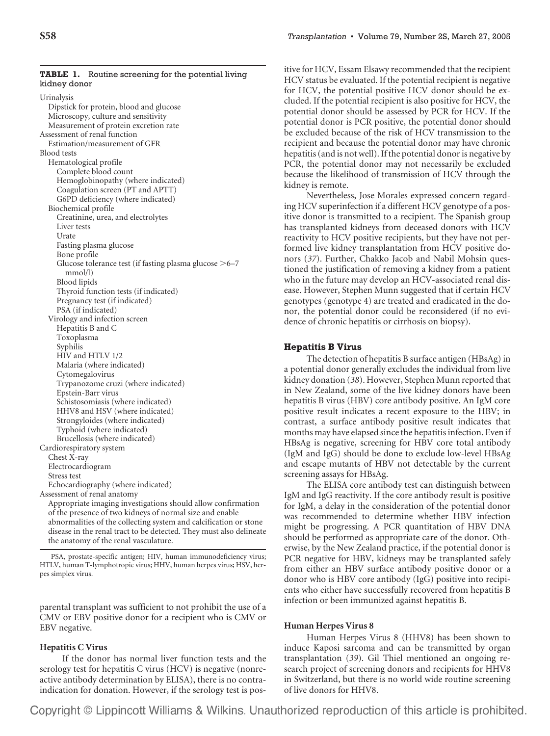**TABLE 1.** Routine screening for the potential living kidney donor

- Urinalysis
  - Dipstick for protein, blood and glucose
  - Microscopy, culture and sensitivity
  - Measurement of protein excretion rate
- Assessment of renal function
  - Estimation/measurement of GFR
- Blood tests
  - Hematological profile
    - Complete blood count
    - Hemoglobinopathy (where indicated)
    - Coagulation screen (PT and APTT)
    - G6PD deficiency (where indicated)
  - Biochemical profile
    - Creatinine, urea, and electrolytes
    - Liver tests
    - Urate
    - Fasting plasma glucose
    - Bone profile
    - Glucose tolerance test (if fasting plasma glucose >6–7 mmol/l)
    - Blood lipids
    - Thyroid function tests (if indicated)
    - Pregnancy test (if indicated)
    - PSA (if indicated)
  - Virology and infection screen
    - Hepatitis B and C
    - Toxoplasma
    - Syphilis
    - HIV and HTLV 1/2
    - Malaria (where indicated)
    - Cytomegalovirus
    - Trypanozome cruzi (where indicated)
    - Epstein-Barr virus
    - Schistosomiasis (where indicated)
    - HHV8 and HSV (where indicated)
    - Strongyloides (where indicated)
    - Typhoid (where indicated)
    - Brucellosis (where indicated)
- Cardiorespiratory system
  - Chest X-ray
  - Electrocardiogram
  - Stress test
  - Echocardiography (where indicated)
- Assessment of renal anatomy
  - Appropriate imaging investigations should allow confirmation of the presence of two kidneys of normal size and enable abnormalities of the collecting system and calcification or stone disease in the renal tract to be detected. They must also delineate the anatomy of the renal vasculature.

PSA, prostate-specific antigen; HIV, human immunodeficiency virus; HTLV, human T-lymphotropic virus; HHV, human herpes virus; HSV, herpes simplex virus.

parental transplant was sufficient to not prohibit the use of a CMV or EBV positive donor for a recipient who is CMV or EBV negative.

### Hepatitis C Virus

If the donor has normal liver function tests and the serology test for hepatitis C virus (HCV) is negative (nonreactive antibody determination by ELISA), there is no contraindication for donation. However, if the serology test is positive for HCV, Essam Elsawy recommended that the recipient HCV status be evaluated. If the potential recipient is negative for HCV, the potential positive HCV donor should be excluded. If the potential recipient is also positive for HCV, the potential donor should be assessed by PCR for HCV. If the potential donor is PCR positive, the potential donor should be excluded because of the risk of HCV transmission to the recipient and because the potential donor may have chronic hepatitis (and is not well). If the potential donor is negative by PCR, the potential donor may not necessarily be excluded because the likelihood of transmission of HCV through the kidney is remote.

Nevertheless, Jose Morales expressed concern regarding HCV superinfection if a different HCV genotype of a positive donor is transmitted to a recipient. The Spanish group has transplanted kidneys from deceased donors with HCV reactivity to HCV positive recipients, but they have not performed live kidney transplantation from HCV positive donors (*37*). Further, Chakko Jacob and Nabil Mohsin questioned the justification of removing a kidney from a patient who in the future may develop an HCV-associated renal disease. However, Stephen Munn suggested that if certain HCV genotypes (genotype 4) are treated and eradicated in the donor, the potential donor could be reconsidered (if no evidence of chronic hepatitis or cirrhosis on biopsy).

### Hepatitis B Virus

The detection of hepatitis B surface antigen (HBsAg) in a potential donor generally excludes the individual from live kidney donation (*38*). However, Stephen Munn reported that in New Zealand, some of the live kidney donors have been hepatitis B virus (HBV) core antibody positive. An IgM core positive result indicates a recent exposure to the HBV; in contrast, a surface antibody positive result indicates that months may have elapsed since the hepatitis infection. Even if HBsAg is negative, screening for HBV core total antibody (IgM and IgG) should be done to exclude low-level HBsAg and escape mutants of HBV not detectable by the current screening assays for HBsAg.

The ELISA core antibody test can distinguish between IgM and IgG reactivity. If the core antibody result is positive for IgM, a delay in the consideration of the potential donor was recommended to determine whether HBV infection might be progressing. A PCR quantitation of HBV DNA should be performed as appropriate care of the donor. Otherwise, by the New Zealand practice, if the potential donor is PCR negative for HBV, kidneys may be transplanted safely from either an HBV surface antibody positive donor or a donor who is HBV core antibody (IgG) positive into recipients who either have successfully recovered from hepatitis B infection or been immunized against hepatitis B.

### Human Herpes Virus 8

Human Herpes Virus 8 (HHV8) has been shown to induce Kaposi sarcoma and can be transmitted by organ transplantation (*39*). Gil Thiel mentioned an ongoing research project of screening donors and recipients for HHV8 in Switzerland, but there is no world wide routine screening of live donors for HHV8.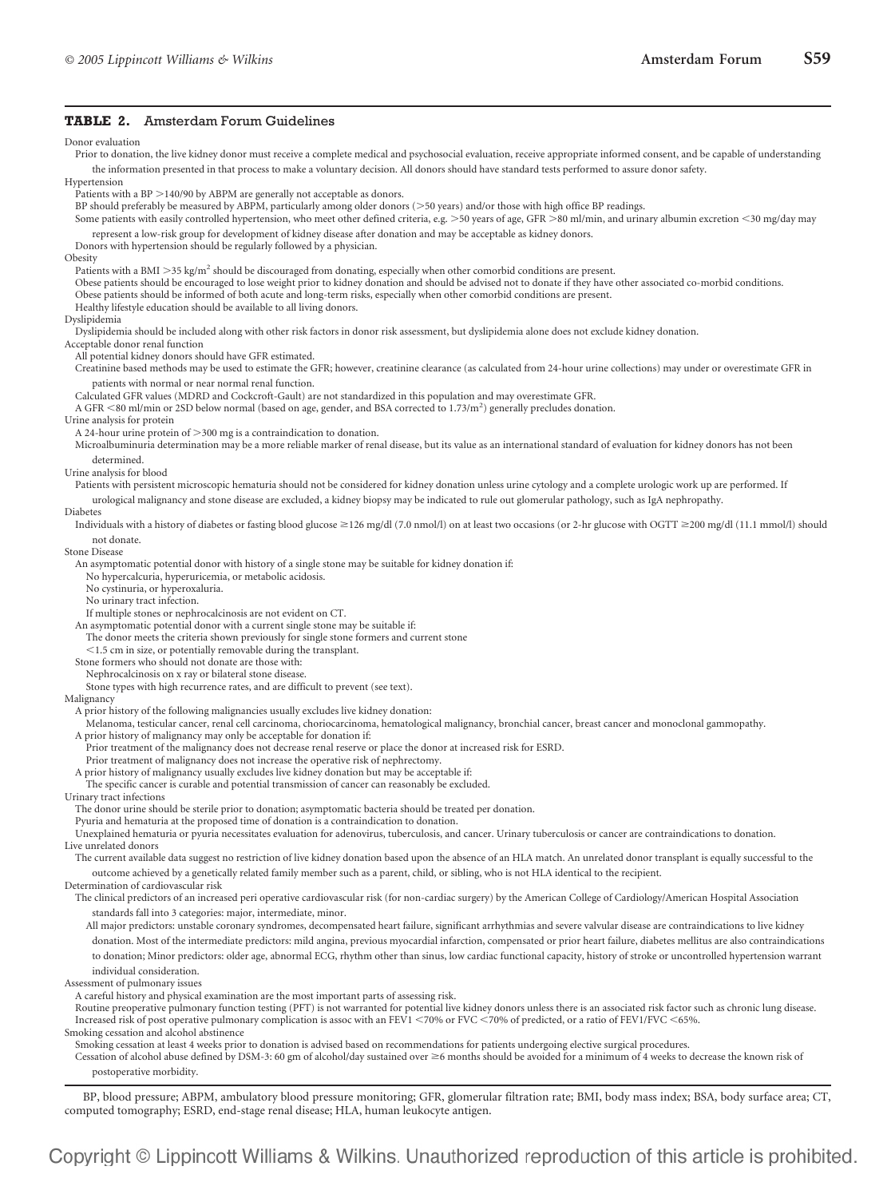**TABLE 2.** Amsterdam Forum Guidelines

**Donor evaluation**

Prior to donation, the live kidney donor must receive a complete medical and psychosocial evaluation, receive appropriate informed consent, and be capable of understanding the information presented in that process to make a voluntary decision. All donors should have standard tests performed to assure donor safety.

**Hypertension**

Patients with a BP >140/90 by ABPM are generally not acceptable as donors.

BP should preferably be measured by ABPM, particularly among older donors (>50 years) and/or those with high office BP readings.

Some patients with easily controlled hypertension, who meet other defined criteria, e.g. >50 years of age, GFR >80 ml/min, and urinary albumin excretion <30 mg/day may represent a low-risk group for development of kidney disease after donation and may be acceptable as kidney donors.

Donors with hypertension should be regularly followed by a physician.

**Obesity**

Patients with a BMI >35 kg/m² should be discouraged from donating, especially when other comorbid conditions are present.

Obese patients should be encouraged to lose weight prior to kidney donation and should be advised not to donate if they have other associated co-morbid conditions.

Obese patients should be informed of both acute and long-term risks, especially when other comorbid conditions are present.

Healthy lifestyle education should be available to all living donors.

**Dyslipidemia**

Dyslipidemia should be included along with other risk factors in donor risk assessment, but dyslipidemia alone does not exclude kidney donation.

**Acceptable donor renal function**

All potential kidney donors should have GFR estimated.

Creatinine based methods may be used to estimate the GFR; however, creatinine clearance (as calculated from 24-hour urine collections) may under or overestimate GFR in patients with normal or near normal renal function.

Calculated GFR values (MDRD and Cockcroft-Gault) are not standardized in this population and may overestimate GFR.

A GFR <80 ml/min or 2SD below normal (based on age, gender, and BSA corrected to 1.73/m²) generally precludes donation.

**Urine analysis for protein**

A 24-hour urine protein of >300 mg is a contraindication to donation.

Microalbuminuria determination may be a more reliable marker of renal disease, but its value as an international standard of evaluation for kidney donors has not been determined.

**Urine analysis for blood**

Patients with persistent microscopic hematuria should not be considered for kidney donation unless urine cytology and a complete urologic work up are performed. If urological malignancy and stone disease are excluded, a kidney biopsy may be indicated to rule out glomerular pathology, such as IgA nephropathy.

**Diabetes**

Individuals with a history of diabetes or fasting blood glucose ≥126 mg/dl (7.0 nmol/l) on at least two occasions (or 2-hr glucose with OGTT ≥200 mg/dl (11.1 mmol/l) should not donate.

**Stone Disease**

An asymptomatic potential donor with history of a single stone may be suitable for kidney donation if:
- No hypercalcuria, hyperuricemia, or metabolic acidosis.
- No cystinuria, or hyperoxaluria.
- No urinary tract infection.
- If multiple stones or nephrocalcinosis are not evident on CT.

An asymptomatic potential donor with a current single stone may be suitable if:
- The donor meets the criteria shown previously for single stone formers and current stone <1.5 cm in size, or potentially removable during the transplant.

Stone formers who should not donate are those with:
- Nephrocalcinosis on x ray or bilateral stone disease.
- Stone types with high recurrence rates, and are difficult to prevent (see text).

**Malignancy**

A prior history of the following malignancies usually excludes live kidney donation:
- Melanoma, testicular cancer, renal cell carcinoma, choriocarcinoma, hematological malignancy, bronchial cancer, breast cancer and monoclonal gammopathy.

A prior history of malignancy may only be acceptable for donation if:
- Prior treatment of the malignancy does not decrease renal reserve or place the donor at increased risk for ESRD.
- Prior treatment of malignancy does not increase the operative risk of nephrectomy.

A prior history of malignancy usually excludes live kidney donation but may be acceptable if:
- The specific cancer is curable and potential transmission of cancer can reasonably be excluded.

**Urinary tract infections**

The donor urine should be sterile prior to donation; asymptomatic bacteria should be treated per donation.

Pyuria and hematuria at the proposed time of donation is a contraindication to donation.

Unexplained hematuria or pyuria necessitates evaluation for adenovirus, tuberculosis, and cancer. Urinary tuberculosis or cancer are contraindications to donation.

**Live unrelated donors**

The current available data suggest no restriction of live kidney donation based upon the absence of an HLA match. An unrelated donor transplant is equally successful to the outcome achieved by a genetically related family member such as a parent, child, or sibling, who is not HLA identical to the recipient.

**Determination of cardiovascular risk**

The clinical predictors of an increased peri operative cardiovascular risk (for non-cardiac surgery) by the American College of Cardiology/American Hospital Association standards fall into 3 categories: major, intermediate, minor.

All major predictors: unstable coronary syndromes, decompensated heart failure, significant arrhythmias and severe valvular disease are contraindications to live kidney donation. Most of the intermediate predictors: mild angina, previous myocardial infarction, compensated or prior heart failure, diabetes mellitus are also contraindications to donation; Minor predictors: older age, abnormal ECG, rhythm other than sinus, low cardiac functional capacity, history of stroke or uncontrolled hypertension warrant individual consideration.

**Assessment of pulmonary issues**

A careful history and physical examination are the most important parts of assessing risk.

Routine preoperative pulmonary function testing (PFT) is not warranted for potential live kidney donors unless there is an associated risk factor such as chronic lung disease.

Increased risk of post operative pulmonary complication is assoc with an FEV1 <70% or FVC <70% of predicted, or a ratio of FEV1/FVC <65%.

**Smoking cessation and alcohol abstinence**

Smoking cessation at least 4 weeks prior to donation is advised based on recommendations for patients undergoing elective surgical procedures.

Cessation of alcohol abuse defined by DSM-3: 60 gm of alcohol/day sustained over ≥6 months should be avoided for a minimum of 4 weeks to decrease the known risk of postoperative morbidity.

BP, blood pressure; ABPM, ambulatory blood pressure monitoring; GFR, glomerular filtration rate; BMI, body mass index; BSA, body surface area; CT, computed tomography; ESRD, end-stage renal disease; HLA, human leukocyte antigen.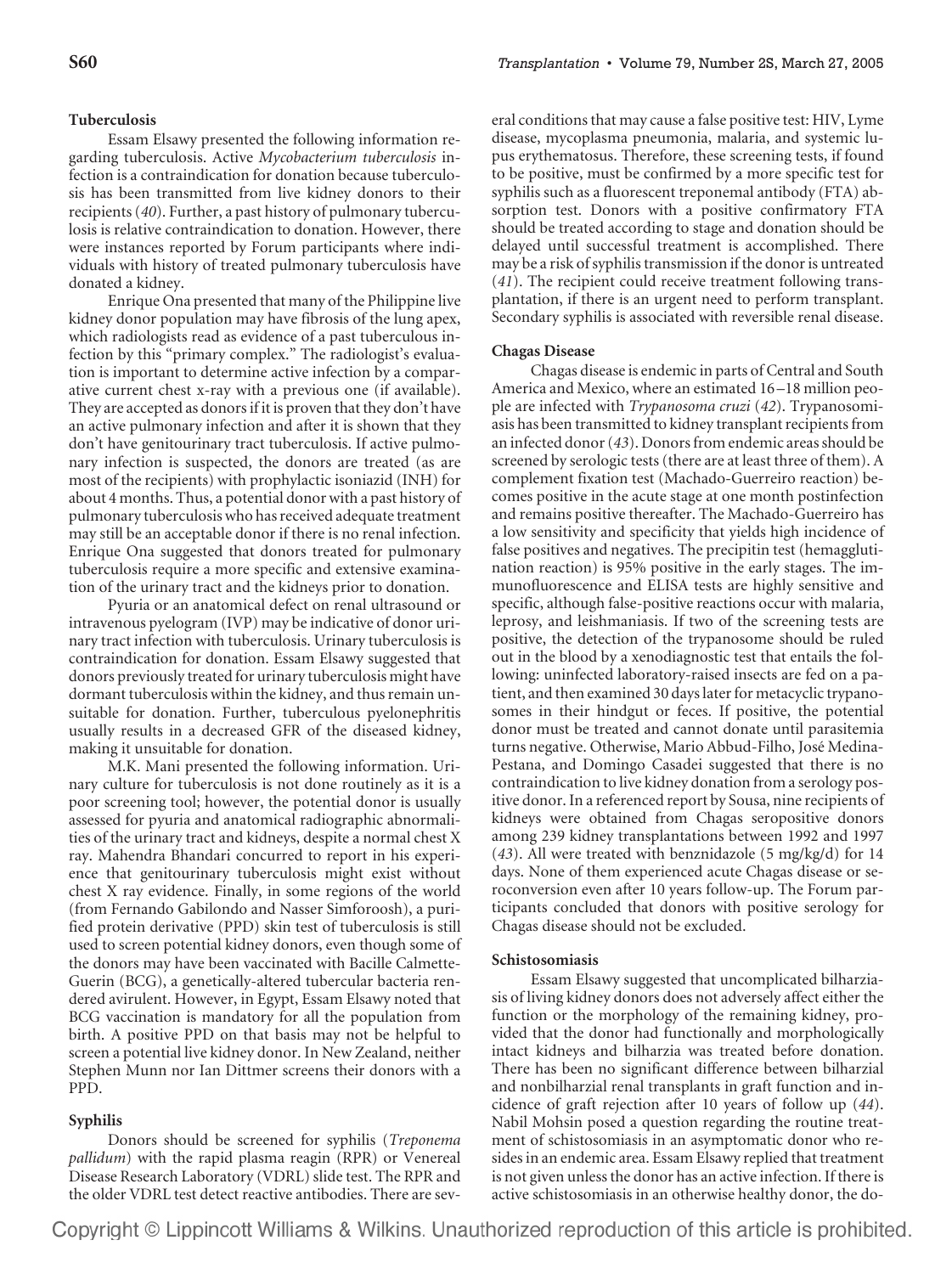### Tuberculosis

Essam Elsawy presented the following information regarding tuberculosis. Active *Mycobacterium tuberculosis* infection is a contraindication for donation because tuberculosis has been transmitted from live kidney donors to their recipients (*40*). Further, a past history of pulmonary tuberculosis is relative contraindication to donation. However, there were instances reported by Forum participants where individuals with history of treated pulmonary tuberculosis have donated a kidney.

Enrique Ona presented that many of the Philippine live kidney donor population may have fibrosis of the lung apex, which radiologists read as evidence of a past tuberculous infection by this "primary complex." The radiologist's evaluation is important to determine active infection by a comparative current chest x-ray with a previous one (if available). They are accepted as donors if it is proven that they don't have an active pulmonary infection and after it is shown that they don't have genitourinary tract tuberculosis. If active pulmonary infection is suspected, the donors are treated (as are most of the recipients) with prophylactic isoniazid (INH) for about 4 months. Thus, a potential donor with a past history of pulmonary tuberculosis who has received adequate treatment may still be an acceptable donor if there is no renal infection. Enrique Ona suggested that donors treated for pulmonary tuberculosis require a more specific and extensive examination of the urinary tract and the kidneys prior to donation.

Pyuria or an anatomical defect on renal ultrasound or intravenous pyelogram (IVP) may be indicative of donor urinary tract infection with tuberculosis. Urinary tuberculosis is contraindication for donation. Essam Elsawy suggested that donors previously treated for urinary tuberculosis might have dormant tuberculosis within the kidney, and thus remain unsuitable for donation. Further, tuberculous pyelonephritis usually results in a decreased GFR of the diseased kidney, making it unsuitable for donation.

M.K. Mani presented the following information. Urinary culture for tuberculosis is not done routinely as it is a poor screening tool; however, the potential donor is usually assessed for pyuria and anatomical radiographic abnormalities of the urinary tract and kidneys, despite a normal chest X ray. Mahendra Bhandari concurred to report in his experience that genitourinary tuberculosis might exist without chest X ray evidence. Finally, in some regions of the world (from Fernando Gabilondo and Nasser Simforoosh), a purified protein derivative (PPD) skin test of tuberculosis is still used to screen potential kidney donors, even though some of the donors may have been vaccinated with Bacille Calmette-Guerin (BCG), a genetically-altered tubercular bacteria rendered avirulent. However, in Egypt, Essam Elsawy noted that BCG vaccination is mandatory for all the population from birth. A positive PPD on that basis may not be helpful to screen a potential live kidney donor. In New Zealand, neither Stephen Munn nor Ian Dittmer screens their donors with a PPD.

### Syphilis

Donors should be screened for syphilis (*Treponema pallidum*) with the rapid plasma reagin (RPR) or Venereal Disease Research Laboratory (VDRL) slide test. The RPR and the older VDRL test detect reactive antibodies. There are several conditions that may cause a false positive test: HIV, Lyme disease, mycoplasma pneumonia, malaria, and systemic lupus erythematosus. Therefore, these screening tests, if found to be positive, must be confirmed by a more specific test for syphilis such as a fluorescent treponemal antibody (FTA) absorption test. Donors with a positive confirmatory FTA should be treated according to stage and donation should be delayed until successful treatment is accomplished. There may be a risk of syphilis transmission if the donor is untreated (*41*). The recipient could receive treatment following transplantation, if there is an urgent need to perform transplant. Secondary syphilis is associated with reversible renal disease.

### Chagas Disease

Chagas disease is endemic in parts of Central and South America and Mexico, where an estimated 16–18 million people are infected with *Trypanosoma cruzi* (*42*). Trypanosomiasis has been transmitted to kidney transplant recipients from an infected donor (*43*). Donors from endemic areas should be screened by serologic tests (there are at least three of them). A complement fixation test (Machado-Guerreiro reaction) becomes positive in the acute stage at one month postinfection and remains positive thereafter. The Machado-Guerreiro has a low sensitivity and specificity that yields high incidence of false positives and negatives. The precipitin test (hemagglutination reaction) is 95% positive in the early stages. The immunofluorescence and ELISA tests are highly sensitive and specific, although false-positive reactions occur with malaria, leprosy, and leishmaniasis. If two of the screening tests are positive, the detection of the trypanosome should be ruled out in the blood by a xenodiagnostic test that entails the following: uninfected laboratory-raised insects are fed on a patient, and then examined 30 days later for metacyclic trypanosomes in their hindgut or feces. If positive, the potential donor must be treated and cannot donate until parasitemia turns negative. Otherwise, Mario Abbud-Filho, José Medina-Pestana, and Domingo Casadei suggested that there is no contraindication to live kidney donation from a serology positive donor. In a referenced report by Sousa, nine recipients of kidneys were obtained from Chagas seropositive donors among 239 kidney transplantations between 1992 and 1997 (*43*). All were treated with benznidazole (5 mg/kg/d) for 14 days. None of them experienced acute Chagas disease or seroconversion even after 10 years follow-up. The Forum participants concluded that donors with positive serology for Chagas disease should not be excluded.

### Schistosomiasis

Essam Elsawy suggested that uncomplicated bilharziasis of living kidney donors does not adversely affect either the function or the morphology of the remaining kidney, provided that the donor had functionally and morphologically intact kidneys and bilharzia was treated before donation. There has been no significant difference between bilharzial and nonbilharzial renal transplants in graft function and incidence of graft rejection after 10 years of follow up (*44*). Nabil Mohsin posed a question regarding the routine treatment of schistosomiasis in an asymptomatic donor who resides in an endemic area. Essam Elsawy replied that treatment is not given unless the donor has an active infection. If there is active schistosomiasis in an otherwise healthy donor, the do-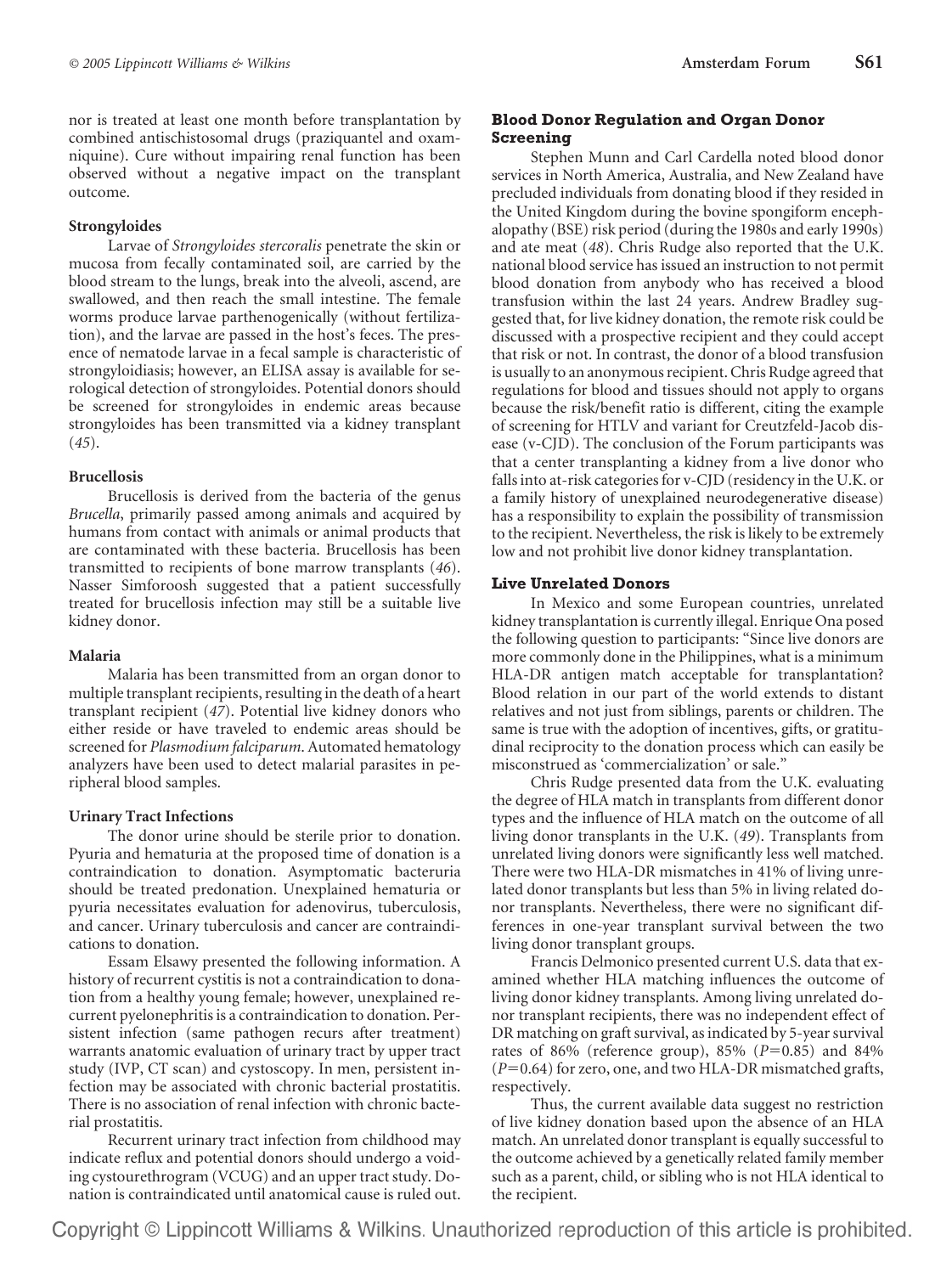nor is treated at least one month before transplantation by combined antischistosomal drugs (praziquantel and oxamniquine). Cure without impairing renal function has been observed without a negative impact on the transplant outcome.

### Strongyloides

Larvae of *Strongyloides stercoralis* penetrate the skin or mucosa from fecally contaminated soil, are carried by the blood stream to the lungs, break into the alveoli, ascend, are swallowed, and then reach the small intestine. The female worms produce larvae parthenogenically (without fertilization), and the larvae are passed in the host's feces. The presence of nematode larvae in a fecal sample is characteristic of strongyloidiasis; however, an ELISA assay is available for serological detection of strongyloides. Potential donors should be screened for strongyloides in endemic areas because strongyloides has been transmitted via a kidney transplant (*45*).

### Brucellosis

Brucellosis is derived from the bacteria of the genus *Brucella*, primarily passed among animals and acquired by humans from contact with animals or animal products that are contaminated with these bacteria. Brucellosis has been transmitted to recipients of bone marrow transplants (*46*). Nasser Simforoosh suggested that a patient successfully treated for brucellosis infection may still be a suitable live kidney donor.

### Malaria

Malaria has been transmitted from an organ donor to multiple transplant recipients, resulting in the death of a heart transplant recipient (*47*). Potential live kidney donors who either reside or have traveled to endemic areas should be screened for *Plasmodium falciparum*. Automated hematology analyzers have been used to detect malarial parasites in peripheral blood samples.

### Urinary Tract Infections

The donor urine should be sterile prior to donation. Pyuria and hematuria at the proposed time of donation is a contraindication to donation. Asymptomatic bacteruria should be treated predonation. Unexplained hematuria or pyuria necessitates evaluation for adenovirus, tuberculosis, and cancer. Urinary tuberculosis and cancer are contraindications to donation.

Essam Elsawy presented the following information. A history of recurrent cystitis is not a contraindication to donation from a healthy young female; however, unexplained recurrent pyelonephritis is a contraindication to donation. Persistent infection (same pathogen recurs after treatment) warrants anatomic evaluation of urinary tract by upper tract study (IVP, CT scan) and cystoscopy. In men, persistent infection may be associated with chronic bacterial prostatitis. There is no association of renal infection with chronic bacterial prostatitis.

Recurrent urinary tract infection from childhood may indicate reflux and potential donors should undergo a voiding cystourethrogram (VCUG) and an upper tract study. Donation is contraindicated until anatomical cause is ruled out.

## Blood Donor Regulation and Organ Donor Screening

Stephen Munn and Carl Cardella noted blood donor services in North America, Australia, and New Zealand have precluded individuals from donating blood if they resided in the United Kingdom during the bovine spongiform encephalopathy (BSE) risk period (during the 1980s and early 1990s) and ate meat (*48*). Chris Rudge also reported that the U.K. national blood service has issued an instruction to not permit blood donation from anybody who has received a blood transfusion within the last 24 years. Andrew Bradley suggested that, for live kidney donation, the remote risk could be discussed with a prospective recipient and they could accept that risk or not. In contrast, the donor of a blood transfusion is usually to an anonymous recipient. Chris Rudge agreed that regulations for blood and tissues should not apply to organs because the risk/benefit ratio is different, citing the example of screening for HTLV and variant for Creutzfeld-Jacob disease (v-CJD). The conclusion of the Forum participants was that a center transplanting a kidney from a live donor who falls into at-risk categories for v-CJD (residency in the U.K. or a family history of unexplained neurodegenerative disease) has a responsibility to explain the possibility of transmission to the recipient. Nevertheless, the risk is likely to be extremely low and not prohibit live donor kidney transplantation.

## Live Unrelated Donors

In Mexico and some European countries, unrelated kidney transplantation is currently illegal. Enrique Ona posed the following question to participants: "Since live donors are more commonly done in the Philippines, what is a minimum HLA-DR antigen match acceptable for transplantation? Blood relation in our part of the world extends to distant relatives and not just from siblings, parents or children. The same is true with the adoption of incentives, gifts, or gratitudinal reciprocity to the donation process which can easily be misconstrued as 'commercialization' or sale."

Chris Rudge presented data from the U.K. evaluating the degree of HLA match in transplants from different donor types and the influence of HLA match on the outcome of all living donor transplants in the U.K. (*49*). Transplants from unrelated living donors were significantly less well matched. There were two HLA-DR mismatches in 41% of living unrelated donor transplants but less than 5% in living related donor transplants. Nevertheless, there were no significant differences in one-year transplant survival between the two living donor transplant groups.

Francis Delmonico presented current U.S. data that examined whether HLA matching influences the outcome of living donor kidney transplants. Among living unrelated donor transplant recipients, there was no independent effect of DR matching on graft survival, as indicated by 5-year survival rates of 86% (reference group), 85% ($P=0.85$) and 84% ($P=0.64$) for zero, one, and two HLA-DR mismatched grafts, respectively.

Thus, the current available data suggest no restriction of live kidney donation based upon the absence of an HLA match. An unrelated donor transplant is equally successful to the outcome achieved by a genetically related family member such as a parent, child, or sibling who is not HLA identical to the recipient.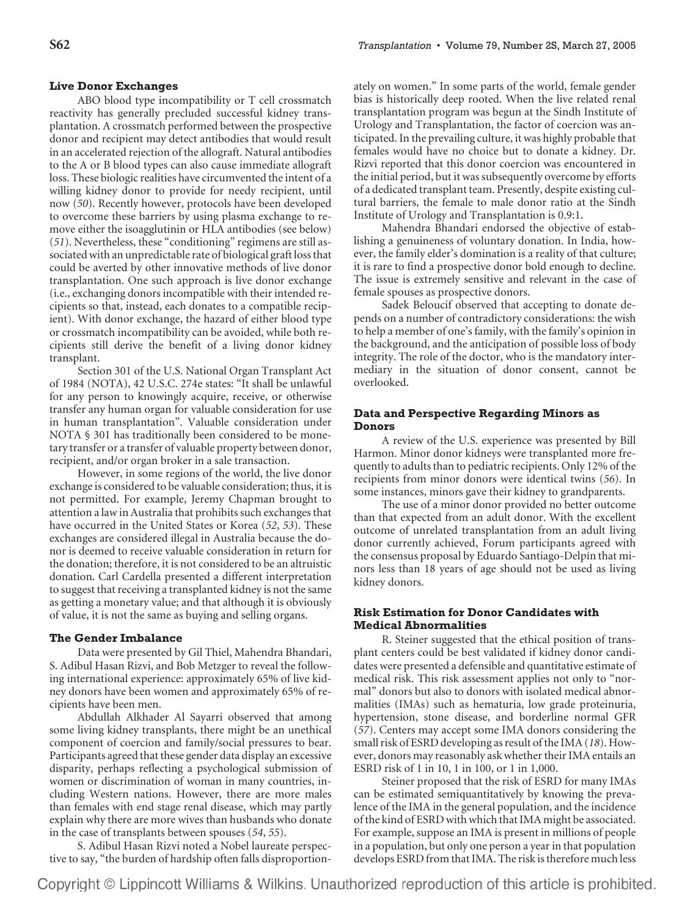### Live Donor Exchanges

ABO blood type incompatibility or T cell crossmatch reactivity has generally precluded successful kidney transplantation. A crossmatch performed between the prospective donor and recipient may detect antibodies that would result in an accelerated rejection of the allograft. Natural antibodies to the A or B blood types can also cause immediate allograft loss. These biologic realities have circumvented the intent of a willing kidney donor to provide for needy recipient, until now (*50*). Recently however, protocols have been developed to overcome these barriers by using plasma exchange to remove either the isoagglutinin or HLA antibodies (see below) (*51*). Nevertheless, these "conditioning" regimens are still associated with an unpredictable rate of biological graft loss that could be averted by other innovative methods of live donor transplantation. One such approach is live donor exchange (i.e., exchanging donors incompatible with their intended recipients so that, instead, each donates to a compatible recipient). With donor exchange, the hazard of either blood type or crossmatch incompatibility can be avoided, while both recipients still derive the benefit of a living donor kidney transplant.

Section 301 of the U.S. National Organ Transplant Act of 1984 (NOTA), 42 U.S.C. 274e states: "It shall be unlawful for any person to knowingly acquire, receive, or otherwise transfer any human organ for valuable consideration for use in human transplantation". Valuable consideration under NOTA § 301 has traditionally been considered to be monetary transfer or a transfer of valuable property between donor, recipient, and/or organ broker in a sale transaction.

However, in some regions of the world, the live donor exchange is considered to be valuable consideration; thus, it is not permitted. For example, Jeremy Chapman brought to attention a law in Australia that prohibits such exchanges that have occurred in the United States or Korea (*52, 53*). These exchanges are considered illegal in Australia because the donor is deemed to receive valuable consideration in return for the donation; therefore, it is not considered to be an altruistic donation. Carl Cardella presented a different interpretation to suggest that receiving a transplanted kidney is not the same as getting a monetary value; and that although it is obviously of value, it is not the same as buying and selling organs.

### The Gender Imbalance

Data were presented by Gil Thiel, Mahendra Bhandari, S. Adibul Hasan Rizvi, and Bob Metzger to reveal the following international experience: approximately 65% of live kidney donors have been women and approximately 65% of recipients have been men.

Abdullah Alkhader Al Sayarri observed that among some living kidney transplants, there might be an unethical component of coercion and family/social pressures to bear. Participants agreed that these gender data display an excessive disparity, perhaps reflecting a psychological submission of women or discrimination of woman in many countries, including Western nations. However, there are more males than females with end stage renal disease, which may partly explain why there are more wives than husbands who donate in the case of transplants between spouses (*54, 55*).

S. Adibul Hasan Rizvi noted a Nobel laureate perspective to say, "the burden of hardship often falls disproportionately on women." In some parts of the world, female gender bias is historically deep rooted. When the live related renal transplantation program was begun at the Sindh Institute of Urology and Transplantation, the factor of coercion was anticipated. In the prevailing culture, it was highly probable that females would have no choice but to donate a kidney. Dr. Rizvi reported that this donor coercion was encountered in the initial period, but it was subsequently overcome by efforts of a dedicated transplant team. Presently, despite existing cultural barriers, the female to male donor ratio at the Sindh Institute of Urology and Transplantation is 0.9:1.

Mahendra Bhandari endorsed the objective of establishing a genuineness of voluntary donation. In India, however, the family elder's domination is a reality of that culture; it is rare to find a prospective donor bold enough to decline. The issue is extremely sensitive and relevant in the case of female spouses as prospective donors.

Sadek Beloucif observed that accepting to donate depends on a number of contradictory considerations: the wish to help a member of one's family, with the family's opinion in the background, and the anticipation of possible loss of body integrity. The role of the doctor, who is the mandatory intermediary in the situation of donor consent, cannot be overlooked.

### Data and Perspective Regarding Minors as Donors

A review of the U.S. experience was presented by Bill Harmon. Minor donor kidneys were transplanted more frequently to adults than to pediatric recipients. Only 12% of the recipients from minor donors were identical twins (*56*). In some instances, minors gave their kidney to grandparents.

The use of a minor donor provided no better outcome than that expected from an adult donor. With the excellent outcome of unrelated transplantation from an adult living donor currently achieved, Forum participants agreed with the consensus proposal by Eduardo Santiago-Delpín that minors less than 18 years of age should not be used as living kidney donors.

### Risk Estimation for Donor Candidates with Medical Abnormalities

R. Steiner suggested that the ethical position of transplant centers could be best validated if kidney donor candidates were presented a defensible and quantitative estimate of medical risk. This risk assessment applies not only to "normal" donors but also to donors with isolated medical abnormalities (IMAs) such as hematuria, low grade proteinuria, hypertension, stone disease, and borderline normal GFR (*57*). Centers may accept some IMA donors considering the small risk of ESRD developing as result of the IMA (*18*). However, donors may reasonably ask whether their IMA entails an ESRD risk of 1 in 10, 1 in 100, or 1 in 1,000.

Steiner proposed that the risk of ESRD for many IMAs can be estimated semiquantitatively by knowing the prevalence of the IMA in the general population, and the incidence of the kind of ESRD with which that IMA might be associated. For example, suppose an IMA is present in millions of people in a population, but only one person a year in that population develops ESRD from that IMA. The risk is therefore much less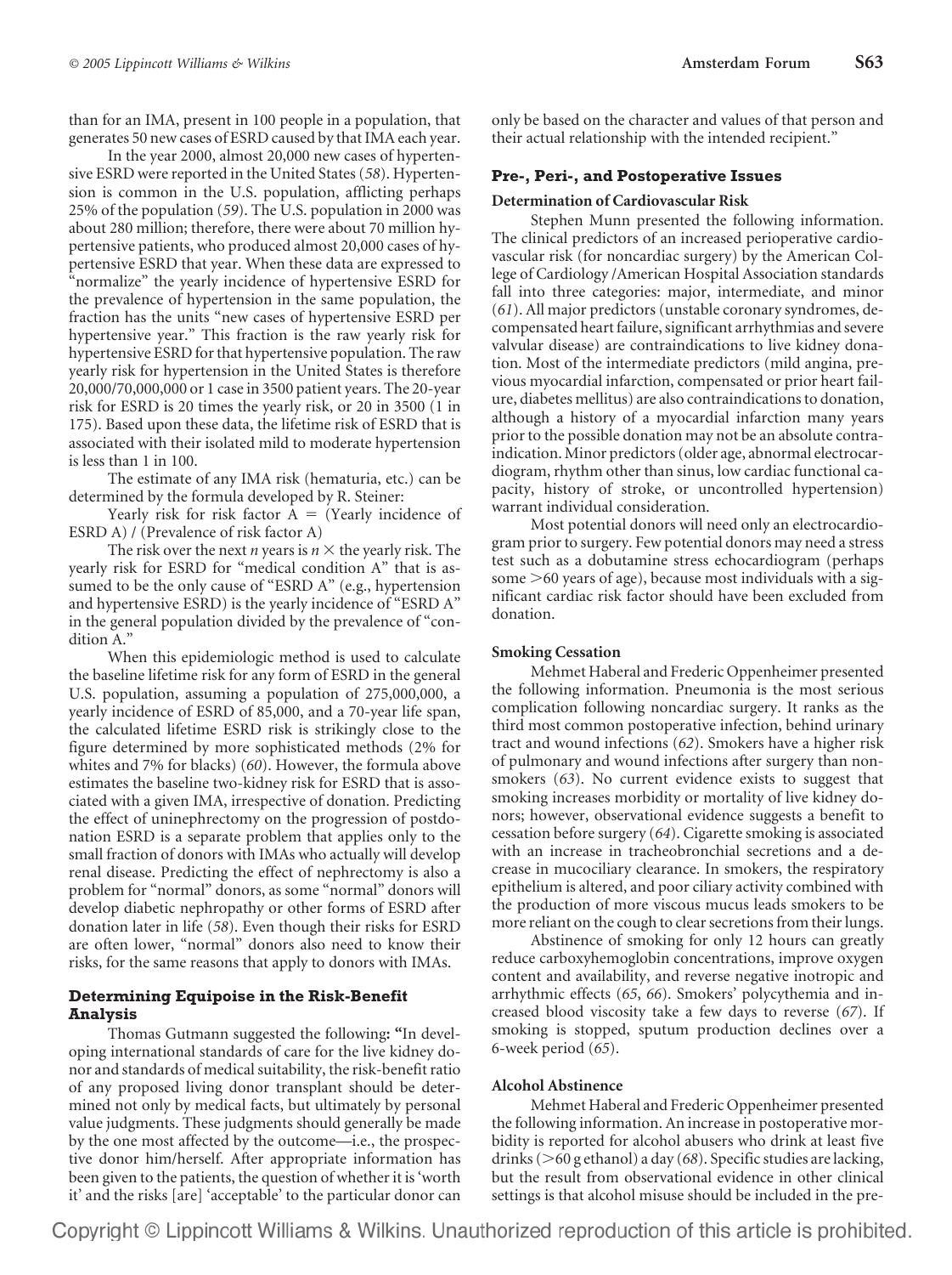than for an IMA, present in 100 people in a population, that generates 50 new cases of ESRD caused by that IMA each year.

In the year 2000, almost 20,000 new cases of hypertensive ESRD were reported in the United States (*58*). Hypertension is common in the U.S. population, afflicting perhaps 25% of the population (*59*). The U.S. population in 2000 was about 280 million; therefore, there were about 70 million hypertensive patients, who produced almost 20,000 cases of hypertensive ESRD that year. When these data are expressed to "normalize" the yearly incidence of hypertensive ESRD for the prevalence of hypertension in the same population, the fraction has the units "new cases of hypertensive ESRD per hypertensive year." This fraction is the raw yearly risk for hypertensive ESRD for that hypertensive population. The raw yearly risk for hypertension in the United States is therefore 20,000/70,000,000 or 1 case in 3500 patient years. The 20-year risk for ESRD is 20 times the yearly risk, or 20 in 3500 (1 in 175). Based upon these data, the lifetime risk of ESRD that is associated with their isolated mild to moderate hypertension is less than 1 in 100.

The estimate of any IMA risk (hematuria, etc.) can be determined by the formula developed by R. Steiner:

Yearly risk for risk factor A = (Yearly incidence of ESRD A) / (Prevalence of risk factor A)

The risk over the next *n* years is $n \times$ the yearly risk. The yearly risk for ESRD for "medical condition A" that is assumed to be the only cause of "ESRD A" (e.g., hypertension and hypertensive ESRD) is the yearly incidence of "ESRD A" in the general population divided by the prevalence of "condition A."

When this epidemiologic method is used to calculate the baseline lifetime risk for any form of ESRD in the general U.S. population, assuming a population of 275,000,000, a yearly incidence of ESRD of 85,000, and a 70-year life span, the calculated lifetime ESRD risk is strikingly close to the figure determined by more sophisticated methods (2% for whites and 7% for blacks) (*60*). However, the formula above estimates the baseline two-kidney risk for ESRD that is associated with a given IMA, irrespective of donation. Predicting the effect of uninephrectomy on the progression of postdonation ESRD is a separate problem that applies only to the small fraction of donors with IMAs who actually will develop renal disease. Predicting the effect of nephrectomy is also a problem for "normal" donors, as some "normal" donors will develop diabetic nephropathy or other forms of ESRD after donation later in life (*58*). Even though their risks for ESRD are often lower, "normal" donors also need to know their risks, for the same reasons that apply to donors with IMAs.

## Determining Equipoise in the Risk-Benefit Analysis

Thomas Gutmann suggested the following: "In developing international standards of care for the live kidney donor and standards of medical suitability, the risk-benefit ratio of any proposed living donor transplant should be determined not only by medical facts, but ultimately by personal value judgments. These judgments should generally be made by the one most affected by the outcome—i.e., the prospective donor him/herself. After appropriate information has been given to the patients, the question of whether it is 'worth it' and the risks [are] 'acceptable' to the particular donor can only be based on the character and values of that person and their actual relationship with the intended recipient."

## Pre-, Peri-, and Postoperative Issues

### Determination of Cardiovascular Risk

Stephen Munn presented the following information. The clinical predictors of an increased perioperative cardiovascular risk (for noncardiac surgery) by the American College of Cardiology /American Hospital Association standards fall into three categories: major, intermediate, and minor (*61*). All major predictors (unstable coronary syndromes, decompensated heart failure, significant arrhythmias and severe valvular disease) are contraindications to live kidney donation. Most of the intermediate predictors (mild angina, previous myocardial infarction, compensated or prior heart failure, diabetes mellitus) are also contraindications to donation, although a history of a myocardial infarction many years prior to the possible donation may not be an absolute contraindication. Minor predictors (older age, abnormal electrocardiogram, rhythm other than sinus, low cardiac functional capacity, history of stroke, or uncontrolled hypertension) warrant individual consideration.

Most potential donors will need only an electrocardiogram prior to surgery. Few potential donors may need a stress test such as a dobutamine stress echocardiogram (perhaps some >60 years of age), because most individuals with a significant cardiac risk factor should have been excluded from donation.

### Smoking Cessation

Mehmet Haberal and Frederic Oppenheimer presented the following information. Pneumonia is the most serious complication following noncardiac surgery. It ranks as the third most common postoperative infection, behind urinary tract and wound infections (*62*). Smokers have a higher risk of pulmonary and wound infections after surgery than nonsmokers (*63*). No current evidence exists to suggest that smoking increases morbidity or mortality of live kidney donors; however, observational evidence suggests a benefit to cessation before surgery (*64*). Cigarette smoking is associated with an increase in tracheobronchial secretions and a decrease in mucociliary clearance. In smokers, the respiratory epithelium is altered, and poor ciliary activity combined with the production of more viscous mucus leads smokers to be more reliant on the cough to clear secretions from their lungs.

Abstinence of smoking for only 12 hours can greatly reduce carboxyhemoglobin concentrations, improve oxygen content and availability, and reverse negative inotropic and arrhythmic effects (*65*, *66*). Smokers' polycythemia and increased blood viscosity take a few days to reverse (*67*). If smoking is stopped, sputum production declines over a 6-week period (*65*).

### Alcohol Abstinence

Mehmet Haberal and Frederic Oppenheimer presented the following information. An increase in postoperative morbidity is reported for alcohol abusers who drink at least five drinks (>60 g ethanol) a day (*68*). Specific studies are lacking, but the result from observational evidence in other clinical settings is that alcohol misuse should be included in the pre-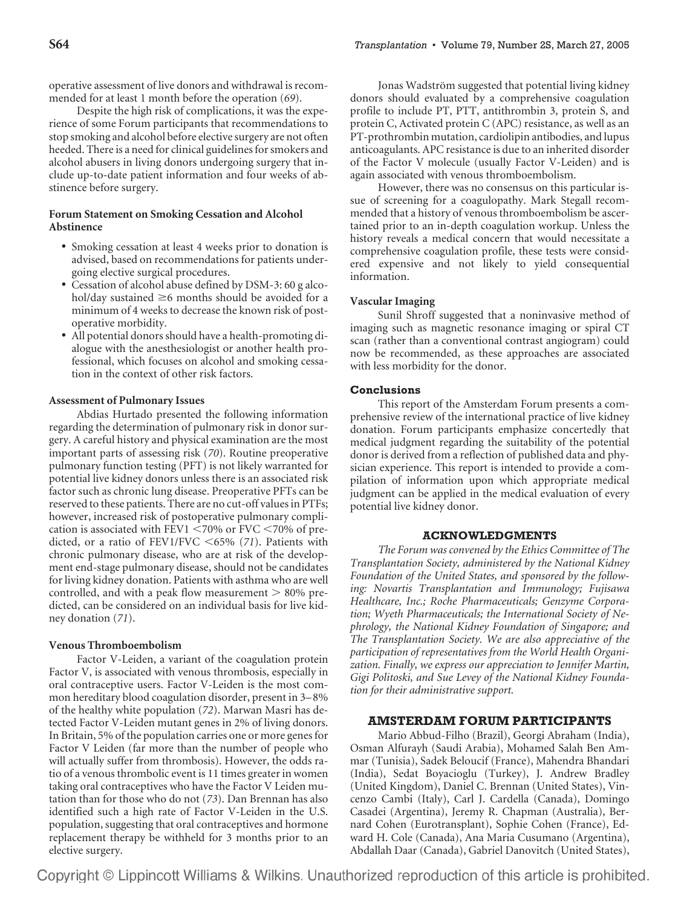operative assessment of live donors and withdrawal is recommended for at least 1 month before the operation (*69*).

Despite the high risk of complications, it was the experience of some Forum participants that recommendations to stop smoking and alcohol before elective surgery are not often heeded. There is a need for clinical guidelines for smokers and alcohol abusers in living donors undergoing surgery that include up-to-date patient information and four weeks of abstinence before surgery.

**Forum Statement on Smoking Cessation and Alcohol Abstinence**

- Smoking cessation at least 4 weeks prior to donation is advised, based on recommendations for patients undergoing elective surgical procedures.
- Cessation of alcohol abuse defined by DSM-3: 60 g alcohol/day sustained ≥6 months should be avoided for a minimum of 4 weeks to decrease the known risk of postoperative morbidity.
- All potential donors should have a health-promoting dialogue with the anesthesiologist or another health professional, which focuses on alcohol and smoking cessation in the context of other risk factors.

**Assessment of Pulmonary Issues**

Abdias Hurtado presented the following information regarding the determination of pulmonary risk in donor surgery. A careful history and physical examination are the most important parts of assessing risk (*70*). Routine preoperative pulmonary function testing (PFT) is not likely warranted for potential live kidney donors unless there is an associated risk factor such as chronic lung disease. Preoperative PFTs can be reserved to these patients. There are no cut-off values in PTFs; however, increased risk of postoperative pulmonary complication is associated with FEV1 <70% or FVC <70% of predicted, or a ratio of FEV1/FVC <65% (*71*). Patients with chronic pulmonary disease, who are at risk of the development end-stage pulmonary disease, should not be candidates for living kidney donation. Patients with asthma who are well controlled, and with a peak flow measurement > 80% predicted, can be considered on an individual basis for live kidney donation (*71*).

**Venous Thromboembolism**

Factor V-Leiden, a variant of the coagulation protein Factor V, is associated with venous thrombosis, especially in oral contraceptive users. Factor V-Leiden is the most common hereditary blood coagulation disorder, present in 3–8% of the healthy white population (*72*). Marwan Masri has detected Factor V-Leiden mutant genes in 2% of living donors. In Britain, 5% of the population carries one or more genes for Factor V Leiden (far more than the number of people who will actually suffer from thrombosis). However, the odds ratio of a venous thrombolic event is 11 times greater in women taking oral contraceptives who have the Factor V Leiden mutation than for those who do not (*73*). Dan Brennan has also identified such a high rate of Factor V-Leiden in the U.S. population, suggesting that oral contraceptives and hormone replacement therapy be withheld for 3 months prior to an elective surgery.

Jonas Wadström suggested that potential living kidney donors should evaluated by a comprehensive coagulation profile to include PT, PTT, antithrombin 3, protein S, and protein C, Activated protein C (APC) resistance, as well as an PT-prothrombin mutation, cardiolipin antibodies, and lupus anticoagulants. APC resistance is due to an inherited disorder of the Factor V molecule (usually Factor V-Leiden) and is again associated with venous thromboembolism.

However, there was no consensus on this particular issue of screening for a coagulopathy. Mark Stegall recommended that a history of venous thromboembolism be ascertained prior to an in-depth coagulation workup. Unless the history reveals a medical concern that would necessitate a comprehensive coagulation profile, these tests were considered expensive and not likely to yield consequential information.

**Vascular Imaging**

Sunil Shroff suggested that a noninvasive method of imaging such as magnetic resonance imaging or spiral CT scan (rather than a conventional contrast angiogram) could now be recommended, as these approaches are associated with less morbidity for the donor.

## Conclusions

This report of the Amsterdam Forum presents a comprehensive review of the international practice of live kidney donation. Forum participants emphasize concertedly that medical judgment regarding the suitability of the potential donor is derived from a reflection of published data and physician experience. This report is intended to provide a compilation of information upon which appropriate medical judgment can be applied in the medical evaluation of every potential live kidney donor.

## ACKNOWLEDGMENTS

*The Forum was convened by the Ethics Committee of The Transplantation Society, administered by the National Kidney Foundation of the United States, and sponsored by the following: Novartis Transplantation and Immunology; Fujisawa Healthcare, Inc.; Roche Pharmaceuticals; Genzyme Corporation; Wyeth Pharmaceuticals; the International Society of Nephrology, the National Kidney Foundation of Singapore; and The Transplantation Society. We are also appreciative of the participation of representatives from the World Health Organization. Finally, we express our appreciation to Jennifer Martin, Gigi Politoski, and Sue Levey of the National Kidney Foundation for their administrative support.*

## AMSTERDAM FORUM PARTICIPANTS

Mario Abbud-Filho (Brazil), Georgi Abraham (India), Osman Alfurayh (Saudi Arabia), Mohamed Salah Ben Ammar (Tunisia), Sadek Beloucif (France), Mahendra Bhandari (India), Sedat Boyacioglu (Turkey), J. Andrew Bradley (United Kingdom), Daniel C. Brennan (United States), Vincenzo Cambi (Italy), Carl J. Cardella (Canada), Domingo Casadei (Argentina), Jeremy R. Chapman (Australia), Bernard Cohen (Eurotransplant), Sophie Cohen (France), Edward H. Cole (Canada), Ana Maria Cusumano (Argentina), Abdallah Daar (Canada), Gabriel Danovitch (United States),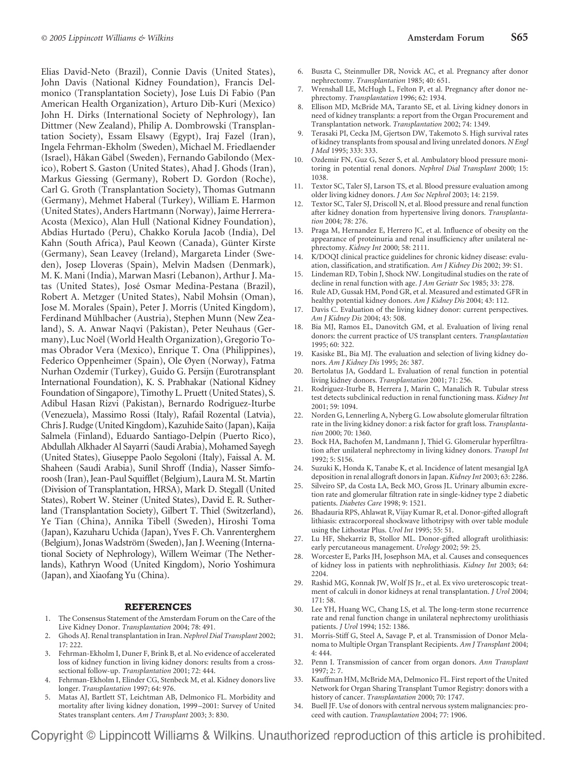Elias David-Neto (Brazil), Connie Davis (United States), John Davis (National Kidney Foundation), Francis Delmonico (Transplantation Society), Jose Luis Di Fabio (Pan American Health Organization), Arturo Dib-Kuri (Mexico) John H. Dirks (International Society of Nephrology), Ian Dittmer (New Zealand), Philip A. Dombrowski (Transplantation Society), Essam Elsawy (Egypt), Iraj Fazel (Iran), Ingela Fehrman-Ekholm (Sweden), Michael M. Friedlaender (Israel), Håkan Gäbel (Sweden), Fernando Gabilondo (Mexico), Robert S. Gaston (United States), Ahad J. Ghods (Iran), Markus Giessing (Germany), Robert D. Gordon (Roche), Carl G. Groth (Transplantation Society), Thomas Gutmann (Germany), Mehmet Haberal (Turkey), William E. Harmon (United States), Anders Hartmann (Norway), Jaime Herrera-Acosta (Mexico), Alan Hull (National Kidney Foundation), Abdias Hurtado (Peru), Chakko Korula Jacob (India), Del Kahn (South Africa), Paul Keown (Canada), Günter Kirste (Germany), Sean Leavey (Ireland), Margareta Linder (Sweden), Josep Lloveras (Spain), Melvin Madsen (Denmark), M. K. Mani (India), Marwan Masri (Lebanon), Arthur J. Matas (United States), José Osmar Medina-Pestana (Brazil), Robert A. Metzger (United States), Nabil Mohsin (Oman), Jose M. Morales (Spain), Peter J. Morris (United Kingdom), Ferdinand Mühlbacher (Austria), Stephen Munn (New Zealand), S. A. Anwar Naqvi (Pakistan), Peter Neuhaus (Germany), Luc Noël (World Health Organization), Gregorio Tomas Obrador Vera (Mexico), Enrique T. Ona (Philippines), Federico Oppenheimer (Spain), Ole Øyen (Norway), Fatma Nurhan Ozdemir (Turkey), Guido G. Persijn (Eurotransplant International Foundation), K. S. Prabhakar (National Kidney Foundation of Singapore), Timothy L. Pruett (United States), S. Adibul Hasan Rizvi (Pakistan), Bernardo Rodriguez-Iturbe (Venezuela), Massimo Rossi (Italy), Rafail Rozental (Latvia), Chris J. Rudge (United Kingdom), Kazuhide Saito (Japan), Kaija Salmela (Finland), Eduardo Santiago-Delpín (Puerto Rico), Abdullah Alkhader Al Sayarri (Saudi Arabia), Mohamed Sayegh (United States), Giuseppe Paolo Segoloni (Italy), Faissal A. M. Shaheen (Saudi Arabia), Sunil Shroff (India), Nasser Simforoosh (Iran), Jean-Paul Squifflet (Belgium), Laura M. St. Martin (Division of Transplantation, HRSA), Mark D. Stegall (United States), Robert W. Steiner (United States), David E. R. Sutherland (Transplantation Society), Gilbert T. Thiel (Switzerland), Ye Tian (China), Annika Tibell (Sweden), Hiroshi Toma (Japan), Kazuharu Uchida (Japan), Yves F. Ch. Vanrenterghem (Belgium), Jonas Wadström (Sweden), Jan J. Weening (International Society of Nephrology), Willem Weimar (The Netherlands), Kathryn Wood (United Kingdom), Norio Yoshimura (Japan), and Xiaofang Yu (China).

## REFERENCES

1. The Consensus Statement of the Amsterdam Forum on the Care of the Live Kidney Donor. *Transplantation* 2004; 78: 491.
2. Ghods AJ. Renal transplantation in Iran. *Nephrol Dial Transplant* 2002; 17: 222.
3. Fehrman-Ekholm I, Duner F, Brink B, et al. No evidence of accelerated loss of kidney function in living kidney donors: results from a cross-sectional follow-up. *Transplantation* 2001; 72: 444.
4. Fehrman-Ekholm I, Elinder CG, Stenbeck M, et al. Kidney donors live longer. *Transplantation* 1997; 64: 976.
5. Matas AJ, Bartlett ST, Leichtman AB, Delmonico FL. Morbidity and mortality after living kidney donation, 1999–2001: Survey of United States transplant centers. *Am J Transplant* 2003; 3: 830.
6. Buszta C, Steinmuller DR, Novick AC, et al. Pregnancy after donor nephrectomy. *Transplantation* 1985; 40: 651.
7. Wrenshall LE, McHugh L, Felton P, et al. Pregnancy after donor nephrectomy. *Transplantation* 1996; 62: 1934.
8. Ellison MD, McBride MA, Taranto SE, et al. Living kidney donors in need of kidney transplants: a report from the Organ Procurement and Transplantation network. *Transplantation* 2002; 74: 1349.
9. Terasaki PI, Cecka JM, Gjertson DW, Takemoto S. High survival rates of kidney transplants from spousal and living unrelated donors. *N Engl J Med* 1995; 333: 333.
10. Ozdemir FN, Guz G, Sezer S, et al. Ambulatory blood pressure monitoring in potential renal donors. *Nephrol Dial Transplant* 2000; 15: 1038.
11. Textor SC, Taler SJ, Larson TS, et al. Blood pressure evaluation among older living kidney donors. *J Am Soc Nephrol* 2003; 14: 2159.
12. Textor SC, Taler SJ, Driscoll N, et al. Blood pressure and renal function after kidney donation from hypertensive living donors. *Transplantation* 2004; 78: 276.
13. Praga M, Hernandez E, Herrero JC, et al. Influence of obesity on the appearance of proteinuria and renal insufficiency after unilateral nephrectomy. *Kidney Int* 2000; 58: 2111.
14. K/DOQI clinical practice guidelines for chronic kidney disease: evaluation, classification, and stratification. *Am J Kidney Dis* 2002; 39: S1.
15. Lindeman RD, Tobin J, Shock NW. Longitudinal studies on the rate of decline in renal function with age. *J Am Geriatr Soc* 1985; 33: 278.
16. Rule AD, Gussak HM, Pond GR, et al. Measured and estimated GFR in healthy potential kidney donors. *Am J Kidney Dis* 2004; 43: 112.
17. Davis C. Evaluation of the living kidney donor: current perspectives. *Am J Kidney Dis* 2004; 43: 508.
18. Bia MJ, Ramos EL, Danovitch GM, et al. Evaluation of living renal donors: the current practice of US transplant centers. *Transplantation* 1995; 60: 322.
19. Kasiske BL, Bia MJ. The evaluation and selection of living kidney donors. *Am J Kidney Dis* 1995; 26: 387.
20. Bertolatus JA, Goddard L. Evaluation of renal function in potential living kidney donors. *Transplantation* 2001; 71: 256.
21. Rodriguez-Iturbe B, Herrera J, Marin C, Manalich R. Tubular stress test detects subclinical reduction in renal functioning mass. *Kidney Int* 2001; 59: 1094.
22. Norden G, Lennerling A, Nyberg G. Low absolute glomerular filtration rate in the living kidney donor: a risk factor for graft loss. *Transplantation* 2000; 70: 1360.
23. Bock HA, Bachofen M, Landmann J, Thiel G. Glomerular hyperfiltration after unilateral nephrectomy in living kidney donors. *Transpl Int* 1992; 5: S156.
24. Suzuki K, Honda K, Tanabe K, et al. Incidence of latent mesangial IgA deposition in renal allograft donors in Japan. *Kidney Int* 2003; 63: 2286.
25. Silveiro SP, da Costa LA, Beck MO, Gross JL. Urinary albumin excretion rate and glomerular filtration rate in single-kidney type 2 diabetic patients. *Diabetes Care* 1998; 9: 1521.
26. Bhadauria RPS, Ahlawat R, Vijay Kumar R, et al. Donor-gifted allograft lithiasis: extracorporeal shockwave lithotripsy with over table module using the Lithostar Plus. *Urol Int* 1995; 55: 51.
27. Lu HF, Shekarriz B, Stollor ML. Donor-gifted allograft urolithiasis: early percutaneous management. *Urology* 2002; 59: 25.
28. Worcester E, Parks JH, Josephson MA, et al. Causes and consequences of kidney loss in patients with nephrolithiasis. *Kidney Int* 2003; 64: 2204.
29. Rashid MG, Konnak JW, Wolf JS Jr., et al. Ex vivo ureteroscopic treatment of calculi in donor kidneys at renal transplantation. *J Urol* 2004; 171: 58.
30. Lee YH, Huang WC, Chang LS, et al. The long-term stone recurrence rate and renal function change in unilateral nephrectomy urolithiasis patients. *J Urol* 1994; 152: 1386.
31. Morris-Stiff G, Steel A, Savage P, et al. Transmission of Donor Melanoma to Multiple Organ Transplant Recipients. *Am J Transplant* 2004; 4: 444.
32. Penn I. Transmission of cancer from organ donors. *Ann Transplant* 1997; 2: 7.
33. Kauffman HM, McBride MA, Delmonico FL. First report of the United Network for Organ Sharing Transplant Tumor Registry: donors with a history of cancer. *Transplantation* 2000; 70: 1747.
34. Buell JF. Use of donors with central nervous system malignancies: proceed with caution. *Transplantation* 2004; 77: 1906.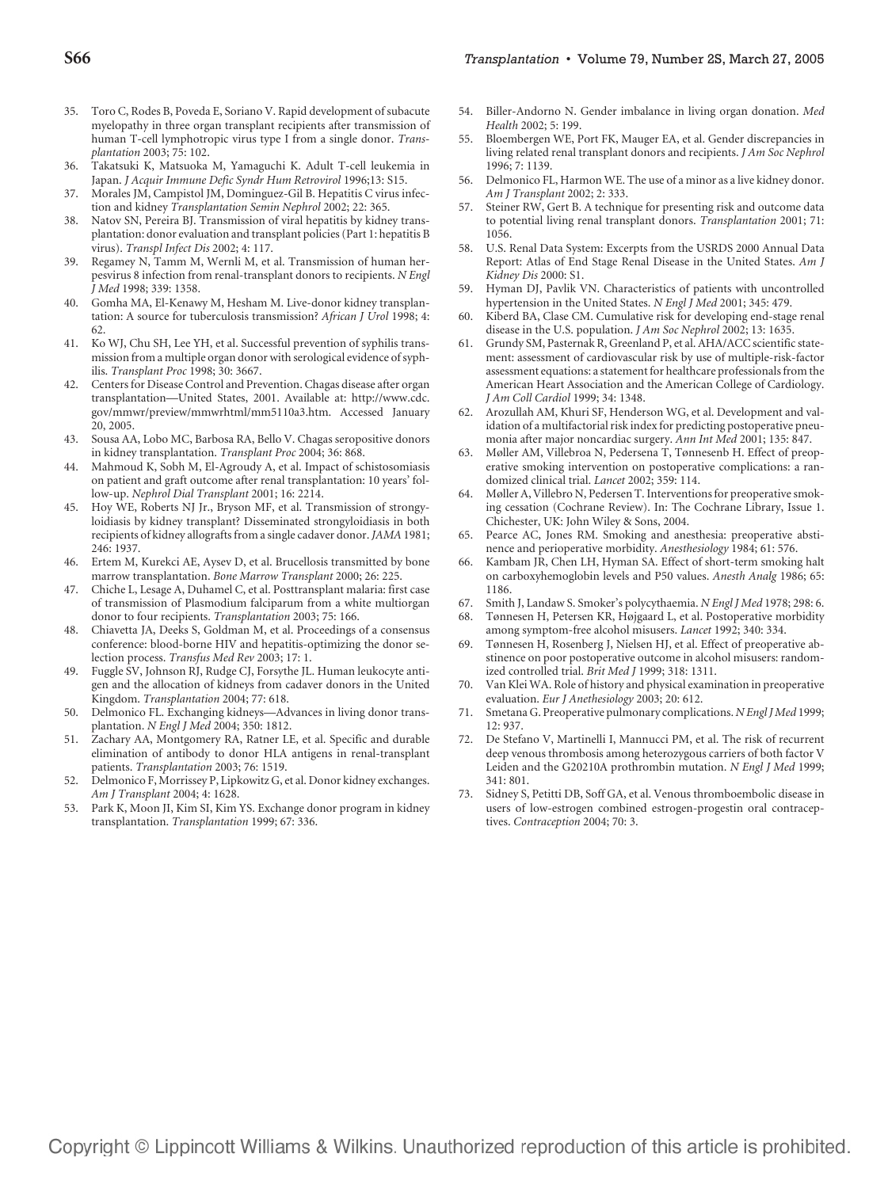35. Toro C, Rodes B, Poveda E, Soriano V. Rapid development of subacute myelopathy in three organ transplant recipients after transmission of human T-cell lymphotropic virus type I from a single donor. *Transplantation* 2003; 75: 102.
36. Takatsuki K, Matsuoka M, Yamaguchi K. Adult T-cell leukemia in Japan. *J Acquir Immune Defic Syndr Hum Retrovirol* 1996;13: S15.
37. Morales JM, Campistol JM, Dominguez-Gil B. Hepatitis C virus infection and kidney *Transplantation Semin Nephrol* 2002; 22: 365.
38. Natov SN, Pereira BJ. Transmission of viral hepatitis by kidney transplantation: donor evaluation and transplant policies (Part 1: hepatitis B virus). *Transpl Infect Dis* 2002; 4: 117.
39. Regamey N, Tamm M, Wernli M, et al. Transmission of human herpesvirus 8 infection from renal-transplant donors to recipients. *N Engl J Med* 1998; 339: 1358.
40. Gomha MA, El-Kenawy M, Hesham M. Live-donor kidney transplantation: A source for tuberculosis transmission? *African J Urol* 1998; 4: 62.
41. Ko WJ, Chu SH, Lee YH, et al. Successful prevention of syphilis transmission from a multiple organ donor with serological evidence of syphilis. *Transplant Proc* 1998; 30: 3667.
42. Centers for Disease Control and Prevention. Chagas disease after organ transplantation—United States, 2001. Available at: http://www.cdc.gov/mmwr/preview/mmwrhtml/mm5110a3.htm. Accessed January 20, 2005.
43. Sousa AA, Lobo MC, Barbosa RA, Bello V. Chagas seropositive donors in kidney transplantation. *Transplant Proc* 2004; 36: 868.
44. Mahmoud K, Sobh M, El-Agroudy A, et al. Impact of schistosomiasis on patient and graft outcome after renal transplantation: 10 years' follow-up. *Nephrol Dial Transplant* 2001; 16: 2214.
45. Hoy WE, Roberts NJ Jr., Bryson MF, et al. Transmission of strongyloidiasis by kidney transplant? Disseminated strongyloidiasis in both recipients of kidney allografts from a single cadaver donor. *JAMA* 1981; 246: 1937.
46. Ertem M, Kurekci AE, Aysev D, et al. Brucellosis transmitted by bone marrow transplantation. *Bone Marrow Transplant* 2000; 26: 225.
47. Chiche L, Lesage A, Duhamel C, et al. Posttransplant malaria: first case of transmission of Plasmodium falciparum from a white multiorgan donor to four recipients. *Transplantation* 2003; 75: 166.
48. Chiavetta JA, Deeks S, Goldman M, et al. Proceedings of a consensus conference: blood-borne HIV and hepatitis-optimizing the donor selection process. *Transfus Med Rev* 2003; 17: 1.
49. Fuggle SV, Johnson RJ, Rudge CJ, Forsythe JL. Human leukocyte antigen and the allocation of kidneys from cadaver donors in the United Kingdom. *Transplantation* 2004; 77: 618.
50. Delmonico FL. Exchanging kidneys—Advances in living donor transplantation. *N Engl J Med* 2004; 350: 1812.
51. Zachary AA, Montgomery RA, Ratner LE, et al. Specific and durable elimination of antibody to donor HLA antigens in renal-transplant patients. *Transplantation* 2003; 76: 1519.
52. Delmonico F, Morrissey P, Lipkowitz G, et al. Donor kidney exchanges. *Am J Transplant* 2004; 4: 1628.
53. Park K, Moon JI, Kim SI, Kim YS. Exchange donor program in kidney transplantation. *Transplantation* 1999; 67: 336.
54. Biller-Andorno N. Gender imbalance in living organ donation. *Med Health* 2002; 5: 199.
55. Bloembergen WE, Port FK, Mauger EA, et al. Gender discrepancies in living related renal transplant donors and recipients. *J Am Soc Nephrol* 1996; 7: 1139.
56. Delmonico FL, Harmon WE. The use of a minor as a live kidney donor. *Am J Transplant* 2002; 2: 333.
57. Steiner RW, Gert B. A technique for presenting risk and outcome data to potential living renal transplant donors. *Transplantation* 2001; 71: 1056.
58. U.S. Renal Data System: Excerpts from the USRDS 2000 Annual Data Report: Atlas of End Stage Renal Disease in the United States. *Am J Kidney Dis* 2000: S1.
59. Hyman DJ, Pavlik VN. Characteristics of patients with uncontrolled hypertension in the United States. *N Engl J Med* 2001; 345: 479.
60. Kiberd BA, Clase CM. Cumulative risk for developing end-stage renal disease in the U.S. population. *J Am Soc Nephrol* 2002; 13: 1635.
61. Grundy SM, Pasternak R, Greenland P, et al. AHA/ACC scientific statement: assessment of cardiovascular risk by use of multiple-risk-factor assessment equations: a statement for healthcare professionals from the American Heart Association and the American College of Cardiology. *J Am Coll Cardiol* 1999; 34: 1348.
62. Arozullah AM, Khuri SF, Henderson WG, et al. Development and validation of a multifactorial risk index for predicting postoperative pneumonia after major noncardiac surgery. *Ann Int Med* 2001; 135: 847.
63. Møller AM, Villebroa N, Pedersena T, Tønnesenb H. Effect of preoperative smoking intervention on postoperative complications: a randomized clinical trial. *Lancet* 2002; 359: 114.
64. Møller A, Villebro N, Pedersen T. Interventions for preoperative smoking cessation (Cochrane Review). In: The Cochrane Library, Issue 1. Chichester, UK: John Wiley & Sons, 2004.
65. Pearce AC, Jones RM. Smoking and anesthesia: preoperative abstinence and perioperative morbidity. *Anesthesiology* 1984; 61: 576.
66. Kambam JR, Chen LH, Hyman SA. Effect of short-term smoking halt on carboxyhemoglobin levels and P50 values. *Anesth Analg* 1986; 65: 1186.
67. Smith J, Landaw S. Smoker's polycythaemia. *N Engl J Med* 1978; 298: 6.
68. Tønnesen H, Petersen KR, Højgaard L, et al. Postoperative morbidity among symptom-free alcohol misusers. *Lancet* 1992; 340: 334.
69. Tønnesen H, Rosenberg J, Nielsen HJ, et al. Effect of preoperative abstinence on poor postoperative outcome in alcohol misusers: randomized controlled trial. *Brit Med J* 1999; 318: 1311.
70. Van Klei WA. Role of history and physical examination in preoperative evaluation. *Eur J Anethesiology* 2003; 20: 612.
71. Smetana G. Preoperative pulmonary complications. *N Engl J Med* 1999; 12: 937.
72. De Stefano V, Martinelli I, Mannucci PM, et al. The risk of recurrent deep venous thrombosis among heterozygous carriers of both factor V Leiden and the G20210A prothrombin mutation. *N Engl J Med* 1999; 341: 801.
73. Sidney S, Petitti DB, Soff GA, et al. Venous thromboembolic disease in users of low-estrogen combined estrogen-progestin oral contraceptives. *Contraception* 2004; 70: 3.

Copyright © Lippincott Williams & Wilkins. Unauthorized reproduction of this article is prohibited.